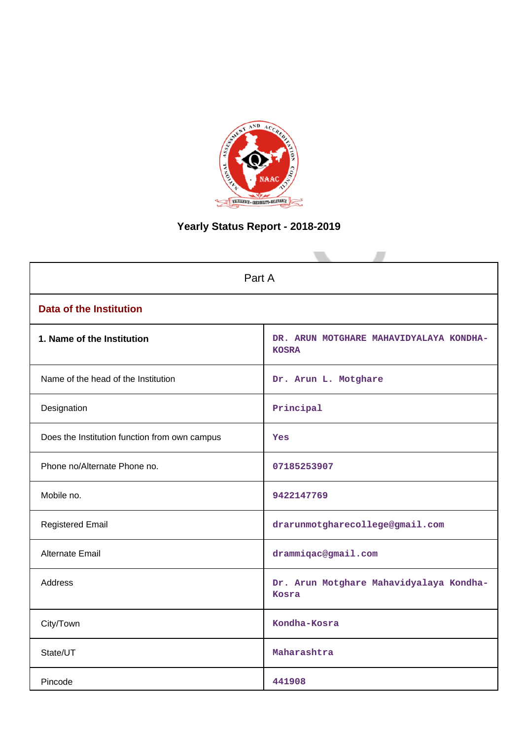# Yearly Status Report - 2018-2019

| Part A | |
|---|---|
| **Data of the Institution** | |
| **1. Name of the Institution** | DR. ARUN MOTGHARE MAHAVIDYALAYA KONDHA-KOSRA |
| Name of the head of the Institution | Dr. Arun L. Motghare |
| Designation | Principal |
| Does the Institution function from own campus | Yes |
| Phone no/Alternate Phone no. | 07185253907 |
| Mobile no. | 9422147769 |
| Registered Email | drarunmotgharecollege@gmail.com |
| Alternate Email | drammiqac@gmail.com |
| Address | Dr. Arun Motghare Mahavidyalaya Kondha-Kosra |
| City/Town | Kondha-Kosra |
| State/UT | Maharashtra |
| Pincode | 441908 |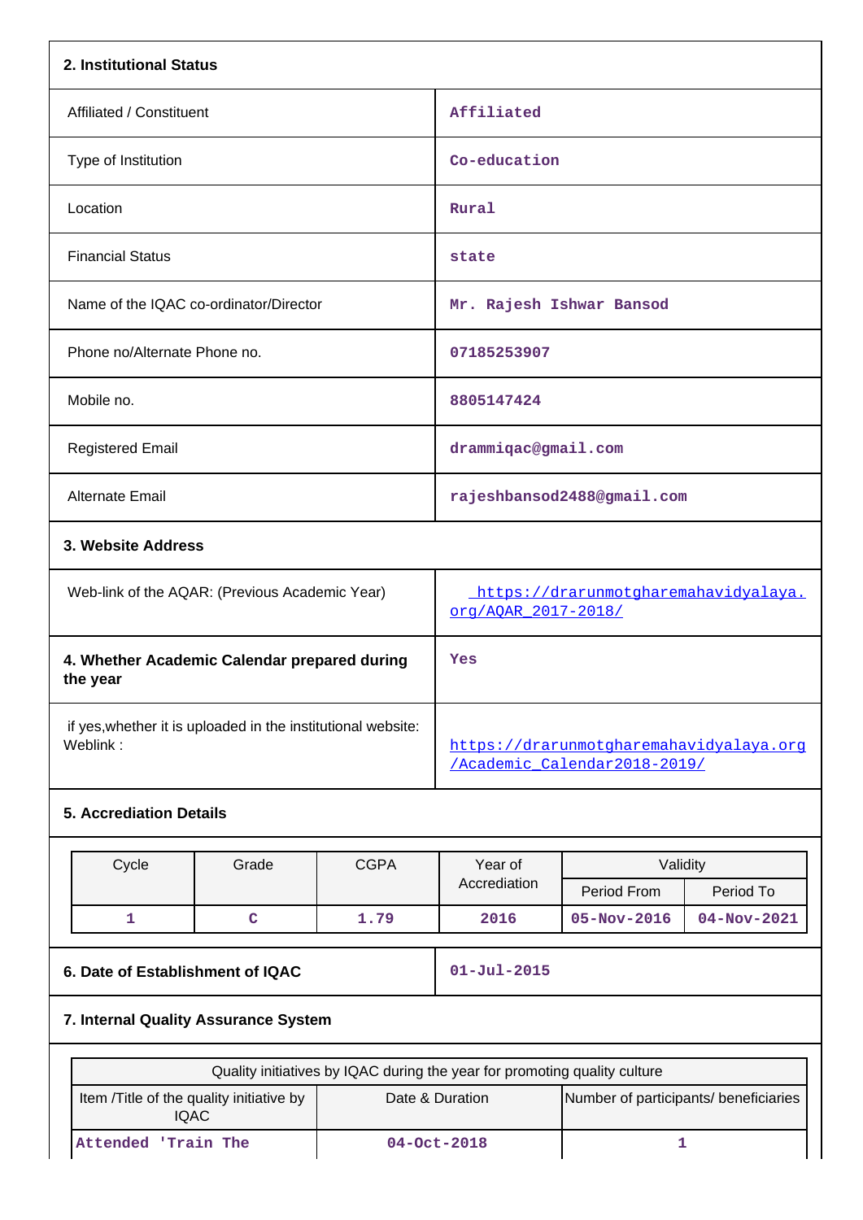## 2. Institutional Status

| | |
|---|---|
| Affiliated / Constituent | Affiliated |
| Type of Institution | Co-education |
| Location | Rural |
| Financial Status | state |
| Name of the IQAC co-ordinator/Director | Mr. Rajesh Ishwar Bansod |
| Phone no/Alternate Phone no. | 07185253907 |
| Mobile no. | 8805147424 |
| Registered Email | drammiqac@gmail.com |
| Alternate Email | rajeshbansod2488@gmail.com |

## 3. Website Address

| | |
|---|---|
| Web-link of the AQAR: (Previous Academic Year) | https://drarunmotgharemahavidyalaya.org/AQAR_2017-2018/ |
| **4. Whether Academic Calendar prepared during the year** | Yes |
| if yes,whether it is uploaded in the institutional website: Weblink : | https://drarunmotgharemahavidyalaya.org/Academic_Calendar2018-2019/ |

## 5. Accreditation Details

| Cycle | Grade | CGPA | Year of Accreditation | Validity | |
|---|---|---|---|---|---|
| | | | | Period From | Period To |
| 1 | C | 1.79 | 2016 | 05-Nov-2016 | 04-Nov-2021 |

| | |
|---|---|
| **6. Date of Establishment of IQAC** | 01-Jul-2015 |

## 7. Internal Quality Assurance System

| Quality initiatives by IQAC during the year for promoting quality culture | | |
|---|---|---|
| Item /Title of the quality initiative by IQAC | Date & Duration | Number of participants/ beneficiaries |
| Attended 'Train The | 04-Oct-2018 | 1 |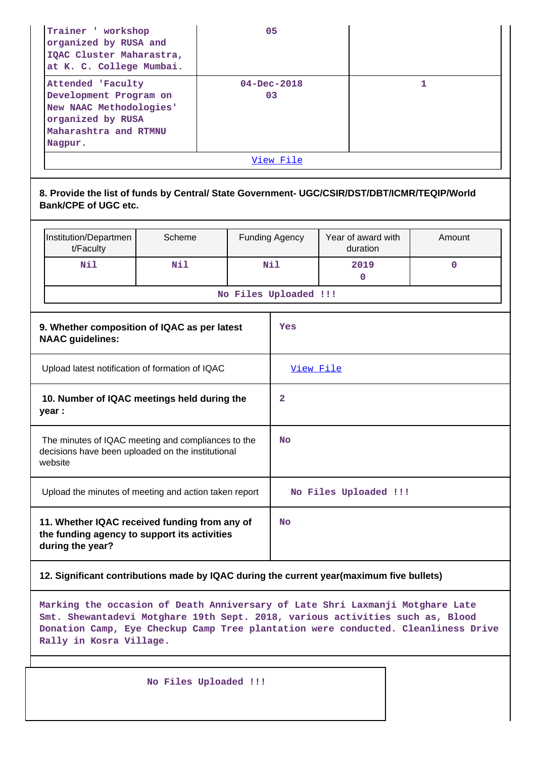| | | |
|---|---|---|
| Trainer ' workshop organized by RUSA and IQAC Cluster Maharastra, at K. C. College Mumbai. | 05 | |
| Attended 'Faculty Development Program on New NAAC Methodologies' organized by RUSA Maharashtra and RTMNU Nagpur. | 04-Dec-2018 03 | 1 |
| View File | | |

**8. Provide the list of funds by Central/ State Government- UGC/CSIR/DST/DBT/ICMR/TEQIP/World Bank/CPE of UGC etc.**

| Institution/Department/Faculty | Scheme | Funding Agency | Year of award with duration | Amount |
|---|---|---|---|---|
| Nil | Nil | Nil | 2019 0 | 0 |
| No Files Uploaded !!! | | | | |

| | |
|---|---|
| **9. Whether composition of IQAC as per latest NAAC guidelines:** | Yes |
| Upload latest notification of formation of IQAC | View File |
| **10. Number of IQAC meetings held during the year :** | 2 |
| The minutes of IQAC meeting and compliances to the decisions have been uploaded on the institutional website | No |
| Upload the minutes of meeting and action taken report | No Files Uploaded !!! |
| **11. Whether IQAC received funding from any of the funding agency to support its activities during the year?** | No |

**12. Significant contributions made by IQAC during the current year(maximum five bullets)**

Marking the occasion of Death Anniversary of Late Shri Laxmanji Motghare Late Smt. Shewantadevi Motghare 19th Sept. 2018, various activities such as, Blood Donation Camp, Eye Checkup Camp Tree plantation were conducted. Cleanliness Drive Rally in Kosra Village.

No Files Uploaded !!!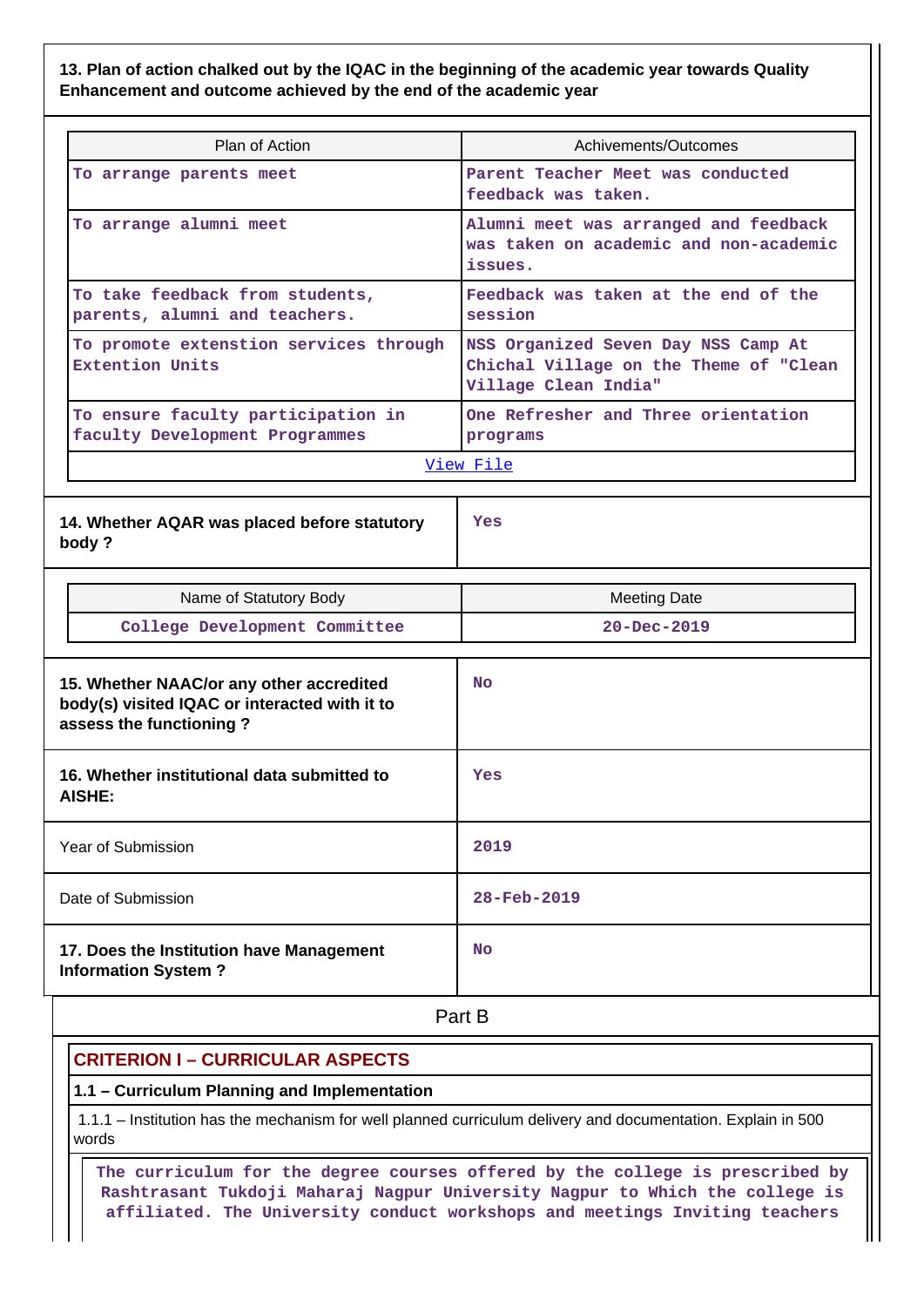**13. Plan of action chalked out by the IQAC in the beginning of the academic year towards Quality Enhancement and outcome achieved by the end of the academic year**

| Plan of Action | Achivements/Outcomes |
|---|---|
| To arrange parents meet | Parent Teacher Meet was conducted feedback was taken. |
| To arrange alumni meet | Alumni meet was arranged and feedback was taken on academic and non-academic issues. |
| To take feedback from students, parents, alumni and teachers. | Feedback was taken at the end of the session |
| To promote extension services through Extention Units | NSS Organized Seven Day NSS Camp At Chichal Village on the Theme of "Clean Village Clean India" |
| To ensure faculty participation in faculty Development Programmes | One Refresher and Three orientation programs |
| View File | |

| **14. Whether AQAR was placed before statutory body ?** | Yes |
|---|---|

| Name of Statutory Body | Meeting Date |
|---|---|
| College Development Committee | 20-Dec-2019 |

| **15. Whether NAAC/or any other accredited body(s) visited IQAC or interacted with it to assess the functioning ?** | No |
|---|---|
| **16. Whether institutional data submitted to AISHE:** | Yes |
| Year of Submission | 2019 |
| Date of Submission | 28-Feb-2019 |
| **17. Does the Institution have Management Information System ?** | No |

# Part B

## CRITERION I – CURRICULAR ASPECTS

### 1.1 – Curriculum Planning and Implementation

1.1.1 – Institution has the mechanism for well planned curriculum delivery and documentation. Explain in 500 words

The curriculum for the degree courses offered by the college is prescribed by Rashtrasant Tukdoji Maharaj Nagpur University Nagpur to Which the college is affiliated. The University conduct workshops and meetings Inviting teachers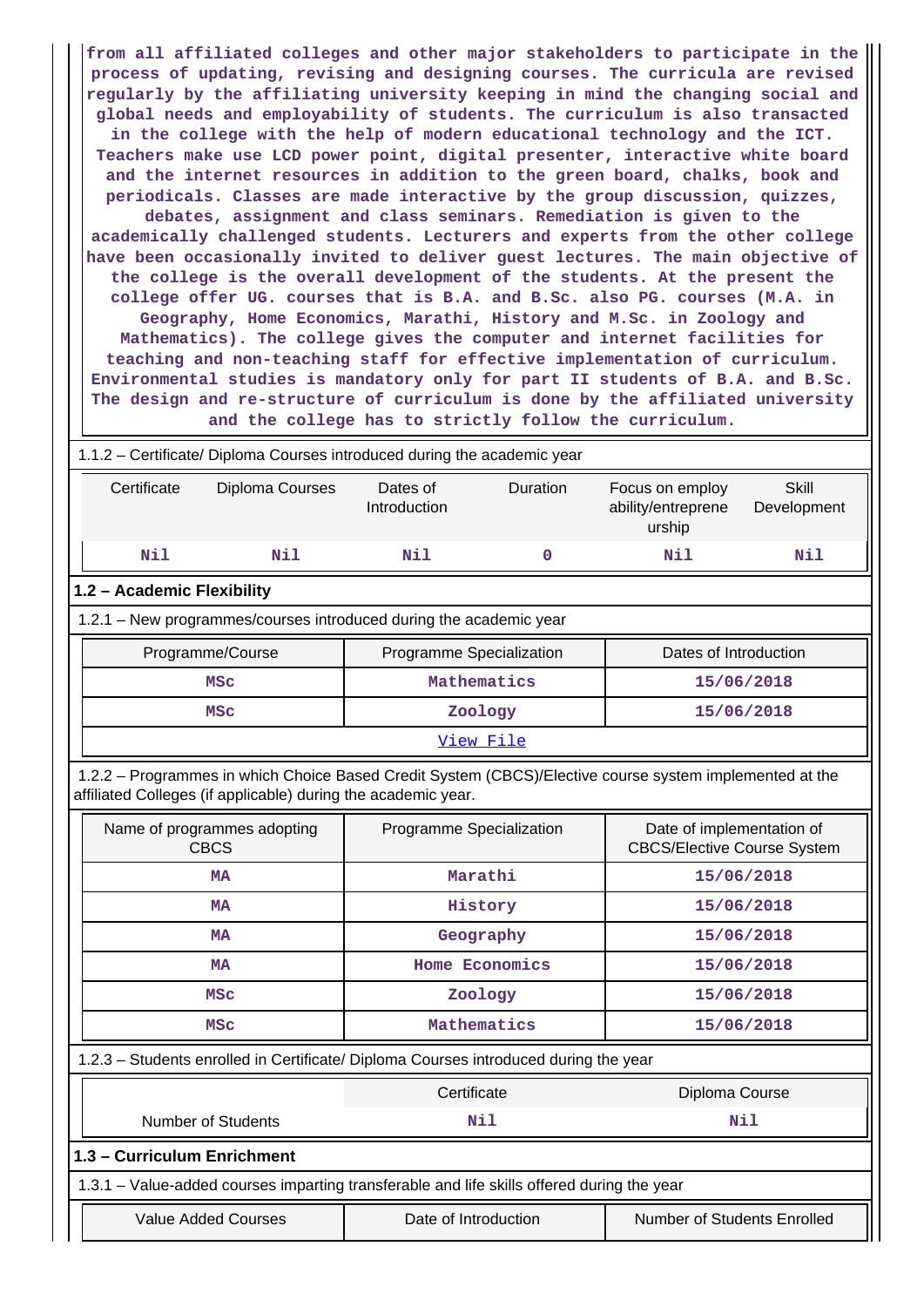from all affiliated colleges and other major stakeholders to participate in the process of updating, revising and designing courses. The curricula are revised regularly by the affiliating university keeping in mind the changing social and global needs and employability of students. The curriculum is also transacted in the college with the help of modern educational technology and the ICT. Teachers make use LCD power point, digital presenter, interactive white board and the internet resources in addition to the green board, chalks, book and periodicals. Classes are made interactive by the group discussion, quizzes, debates, assignment and class seminars. Remediation is given to the academically challenged students. Lecturers and experts from the other college have been occasionally invited to deliver guest lectures. The main objective of the college is the overall development of the students. At the present the college offer UG. courses that is B.A. and B.Sc. also PG. courses (M.A. in Geography, Home Economics, Marathi, History and M.Sc. in Zoology and Mathematics). The college gives the computer and internet facilities for teaching and non-teaching staff for effective implementation of curriculum. Environmental studies is mandatory only for part II students of B.A. and B.Sc. The design and re-structure of curriculum is done by the affiliated university and the college has to strictly follow the curriculum.

1.1.2 – Certificate/ Diploma Courses introduced during the academic year

| Certificate | Diploma Courses | Dates of Introduction | Duration | Focus on employ ability/entreprene urship | Skill Development |
|---|---|---|---|---|---|
| Nil | Nil | Nil | 0 | Nil | Nil |

## 1.2 – Academic Flexibility

1.2.1 – New programmes/courses introduced during the academic year

| Programme/Course | Programme Specialization | Dates of Introduction |
|---|---|---|
| MSc | Mathematics | 15/06/2018 |
| MSc | Zoology | 15/06/2018 |
| View File | | |

1.2.2 – Programmes in which Choice Based Credit System (CBCS)/Elective course system implemented at the affiliated Colleges (if applicable) during the academic year.

| Name of programmes adopting CBCS | Programme Specialization | Date of implementation of CBCS/Elective Course System |
|---|---|---|
| MA | Marathi | 15/06/2018 |
| MA | History | 15/06/2018 |
| MA | Geography | 15/06/2018 |
| MA | Home Economics | 15/06/2018 |
| MSc | Zoology | 15/06/2018 |
| MSc | Mathematics | 15/06/2018 |

1.2.3 – Students enrolled in Certificate/ Diploma Courses introduced during the year

| | Certificate | Diploma Course |
|---|---|---|
| Number of Students | Nil | Nil |

## 1.3 – Curriculum Enrichment

1.3.1 – Value-added courses imparting transferable and life skills offered during the year

| Value Added Courses | Date of Introduction | Number of Students Enrolled |
|---|---|---|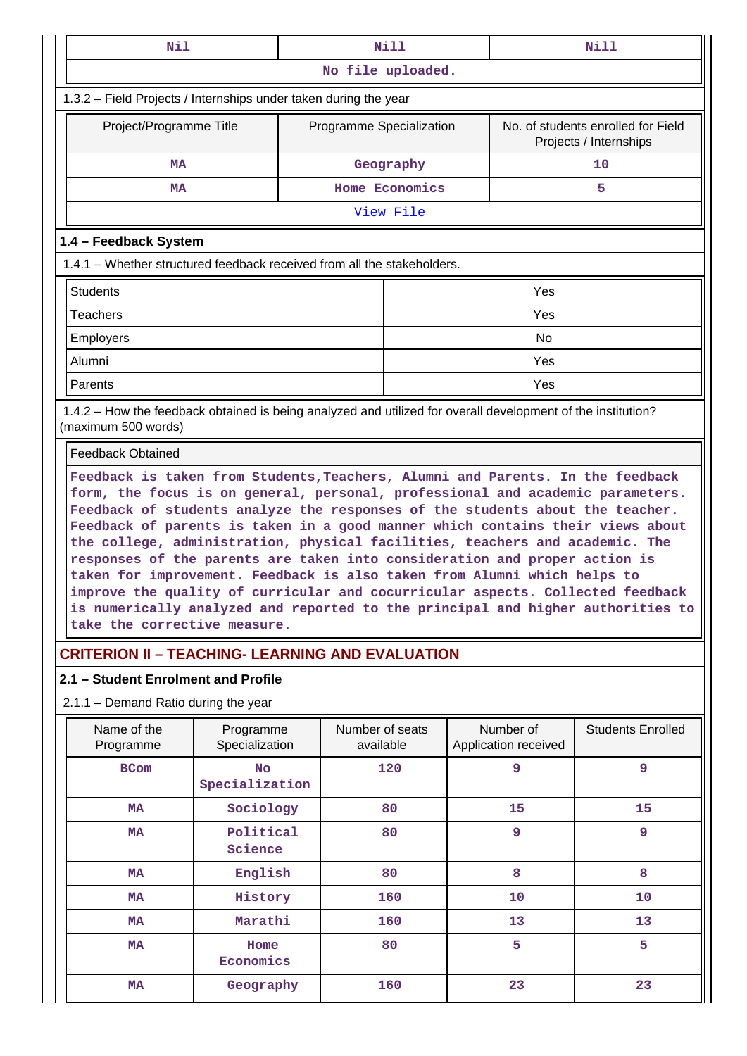| Nil | Nill | Nill |
|---|---|---|
| No file uploaded. | | |

1.3.2 – Field Projects / Internships under taken during the year

| Project/Programme Title | Programme Specialization | No. of students enrolled for Field Projects / Internships |
|---|---|---|
| MA | Geography | 10 |
| MA | Home Economics | 5 |
| View File | | |

### 1.4 – Feedback System

1.4.1 – Whether structured feedback received from all the stakeholders.

| | |
|---|---|
| Students | Yes |
| Teachers | Yes |
| Employers | No |
| Alumni | Yes |
| Parents | Yes |

1.4.2 – How the feedback obtained is being analyzed and utilized for overall development of the institution? (maximum 500 words)

Feedback Obtained

Feedback is taken from Students,Teachers, Alumni and Parents. In the feedback form, the focus is on general, personal, professional and academic parameters. Feedback of students analyze the responses of the students about the teacher. Feedback of parents is taken in a good manner which contains their views about the college, administration, physical facilities, teachers and academic. The responses of the parents are taken into consideration and proper action is taken for improvement. Feedback is also taken from Alumni which helps to improve the quality of curricular and cocurricular aspects. Collected feedback is numerically analyzed and reported to the principal and higher authorities to take the corrective measure.

## CRITERION II – TEACHING- LEARNING AND EVALUATION

### 2.1 – Student Enrolment and Profile

2.1.1 – Demand Ratio during the year

| Name of the Programme | Programme Specialization | Number of seats available | Number of Application received | Students Enrolled |
|---|---|---|---|---|
| BCom | No Specialization | 120 | 9 | 9 |
| MA | Sociology | 80 | 15 | 15 |
| MA | Political Science | 80 | 9 | 9 |
| MA | English | 80 | 8 | 8 |
| MA | History | 160 | 10 | 10 |
| MA | Marathi | 160 | 13 | 13 |
| MA | Home Economics | 80 | 5 | 5 |
| MA | Geography | 160 | 23 | 23 |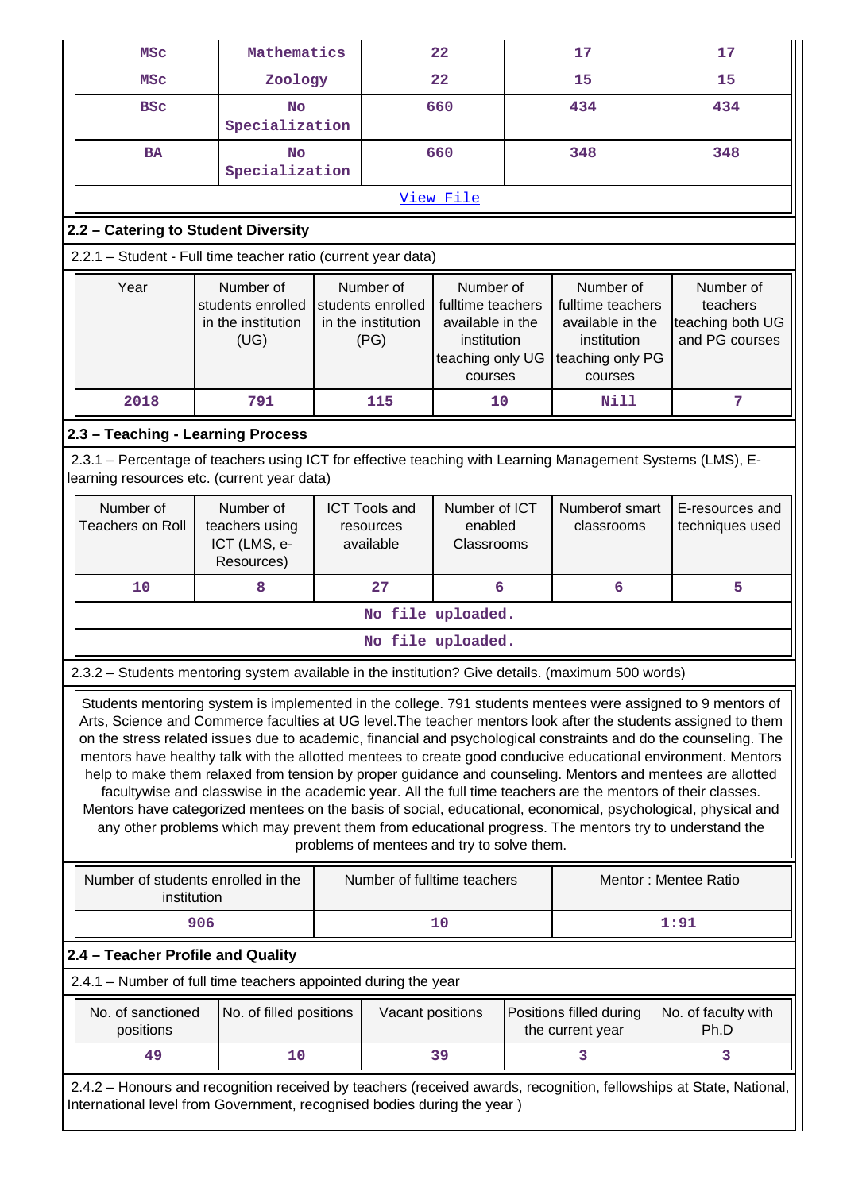| MSc | Mathematics | 22 | 17 | 17 |
|---|---|---|---|---|
| MSc | Zoology | 22 | 15 | 15 |
| BSc | No Specialization | 660 | 434 | 434 |
| BA | No Specialization | 660 | 348 | 348 |
| View File | | | | |

## 2.2 – Catering to Student Diversity

2.2.1 – Student - Full time teacher ratio (current year data)

| Year | Number of students enrolled in the institution (UG) | Number of students enrolled in the institution (PG) | Number of fulltime teachers available in the institution teaching only UG courses | Number of fulltime teachers available in the institution teaching only PG courses | Number of teachers teaching both UG and PG courses |
|---|---|---|---|---|---|
| 2018 | 791 | 115 | 10 | Nill | 7 |

## 2.3 – Teaching - Learning Process

2.3.1 – Percentage of teachers using ICT for effective teaching with Learning Management Systems (LMS), E-learning resources etc. (current year data)

| Number of Teachers on Roll | Number of teachers using ICT (LMS, e-Resources) | ICT Tools and resources available | Number of ICT enabled Classrooms | Numberof smart classrooms | E-resources and techniques used |
|---|---|---|---|---|---|
| 10 | 8 | 27 | 6 | 6 | 5 |
| No file uploaded. | | | | | |
| No file uploaded. | | | | | |

2.3.2 – Students mentoring system available in the institution? Give details. (maximum 500 words)

Students mentoring system is implemented in the college. 791 students mentees were assigned to 9 mentors of Arts, Science and Commerce faculties at UG level.The teacher mentors look after the students assigned to them on the stress related issues due to academic, financial and psychological constraints and do the counseling. The mentors have healthy talk with the allotted mentees to create good conducive educational environment. Mentors help to make them relaxed from tension by proper guidance and counseling. Mentors and mentees are allotted facultywise and classwise in the academic year. All the full time teachers are the mentors of their classes. Mentors have categorized mentees on the basis of social, educational, economical, psychological, physical and any other problems which may prevent them from educational progress. The mentors try to understand the problems of mentees and try to solve them.

| Number of students enrolled in the institution | Number of fulltime teachers | Mentor : Mentee Ratio |
|---|---|---|
| 906 | 10 | 1:91 |

## 2.4 – Teacher Profile and Quality

2.4.1 – Number of full time teachers appointed during the year

| No. of sanctioned positions | No. of filled positions | Vacant positions | Positions filled during the current year | No. of faculty with Ph.D |
|---|---|---|---|---|
| 49 | 10 | 39 | 3 | 3 |

2.4.2 – Honours and recognition received by teachers (received awards, recognition, fellowships at State, National, International level from Government, recognised bodies during the year )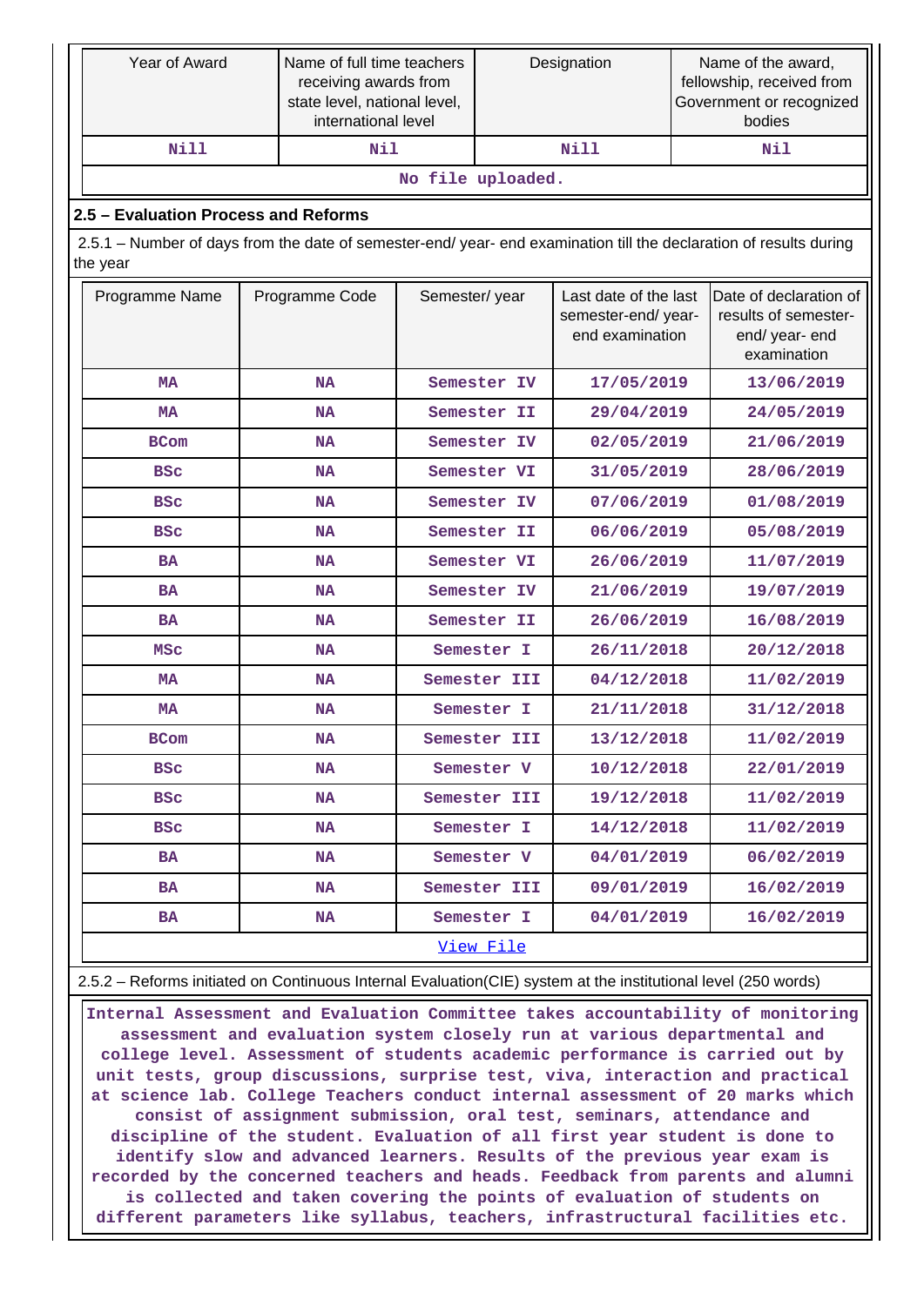| Year of Award | Name of full time teachers receiving awards from state level, national level, international level | Designation | Name of the award, fellowship, received from Government or recognized bodies |
|---|---|---|---|
| Nill | Nil | Nill | Nil |
| No file uploaded. | | | |

### 2.5 – Evaluation Process and Reforms

2.5.1 – Number of days from the date of semester-end/ year- end examination till the declaration of results during the year

| Programme Name | Programme Code | Semester/ year | Last date of the last semester-end/ year-end examination | Date of declaration of results of semester-end/ year- end examination |
|---|---|---|---|---|
| MA | NA | Semester IV | 17/05/2019 | 13/06/2019 |
| MA | NA | Semester II | 29/04/2019 | 24/05/2019 |
| BCom | NA | Semester IV | 02/05/2019 | 21/06/2019 |
| BSc | NA | Semester VI | 31/05/2019 | 28/06/2019 |
| BSc | NA | Semester IV | 07/06/2019 | 01/08/2019 |
| BSc | NA | Semester II | 06/06/2019 | 05/08/2019 |
| BA | NA | Semester VI | 26/06/2019 | 11/07/2019 |
| BA | NA | Semester IV | 21/06/2019 | 19/07/2019 |
| BA | NA | Semester II | 26/06/2019 | 16/08/2019 |
| MSc | NA | Semester I | 26/11/2018 | 20/12/2018 |
| MA | NA | Semester III | 04/12/2018 | 11/02/2019 |
| MA | NA | Semester I | 21/11/2018 | 31/12/2018 |
| BCom | NA | Semester III | 13/12/2018 | 11/02/2019 |
| BSc | NA | Semester V | 10/12/2018 | 22/01/2019 |
| BSc | NA | Semester III | 19/12/2018 | 11/02/2019 |
| BSc | NA | Semester I | 14/12/2018 | 11/02/2019 |
| BA | NA | Semester V | 04/01/2019 | 06/02/2019 |
| BA | NA | Semester III | 09/01/2019 | 16/02/2019 |
| BA | NA | Semester I | 04/01/2019 | 16/02/2019 |
| View File | | | | |

2.5.2 – Reforms initiated on Continuous Internal Evaluation(CIE) system at the institutional level (250 words)

Internal Assessment and Evaluation Committee takes accountability of monitoring assessment and evaluation system closely run at various departmental and college level. Assessment of students academic performance is carried out by unit tests, group discussions, surprise test, viva, interaction and practical at science lab. College Teachers conduct internal assessment of 20 marks which consist of assignment submission, oral test, seminars, attendance and discipline of the student. Evaluation of all first year student is done to identify slow and advanced learners. Results of the previous year exam is recorded by the concerned teachers and heads. Feedback from parents and alumni is collected and taken covering the points of evaluation of students on different parameters like syllabus, teachers, infrastructural facilities etc.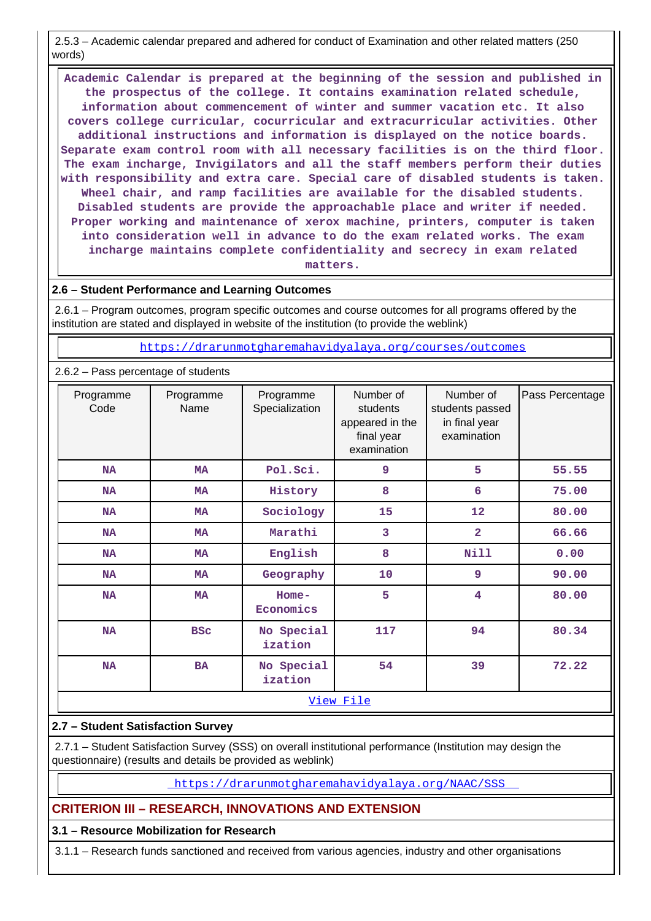2.5.3 – Academic calendar prepared and adhered for conduct of Examination and other related matters (250 words)

Academic Calendar is prepared at the beginning of the session and published in the prospectus of the college. It contains examination related schedule, information about commencement of winter and summer vacation etc. It also covers college curricular, cocurricular and extracurricular activities. Other additional instructions and information is displayed on the notice boards. Separate exam control room with all necessary facilities is on the third floor. The exam incharge, Invigilators and all the staff members perform their duties with responsibility and extra care. Special care of disabled students is taken. Wheel chair, and ramp facilities are available for the disabled students. Disabled students are provide the approachable place and writer if needed. Proper working and maintenance of xerox machine, printers, computer is taken into consideration well in advance to do the exam related works. The exam incharge maintains complete confidentiality and secrecy in exam related matters.

## 2.6 – Student Performance and Learning Outcomes

2.6.1 – Program outcomes, program specific outcomes and course outcomes for all programs offered by the institution are stated and displayed in website of the institution (to provide the weblink)

https://drarunmotgharemahavidyalaya.org/courses/outcomes

2.6.2 – Pass percentage of students

| Programme Code | Programme Name | Programme Specialization | Number of students appeared in the final year examination | Number of students passed in final year examination | Pass Percentage |
|---|---|---|---|---|---|
| NA | MA | Pol.Sci. | 9 | 5 | 55.55 |
| NA | MA | History | 8 | 6 | 75.00 |
| NA | MA | Sociology | 15 | 12 | 80.00 |
| NA | MA | Marathi | 3 | 2 | 66.66 |
| NA | MA | English | 8 | Nill | 0.00 |
| NA | MA | Geography | 10 | 9 | 90.00 |
| NA | MA | Home-Economics | 5 | 4 | 80.00 |
| NA | BSc | No Specialization | 117 | 94 | 80.34 |
| NA | BA | No Specialization | 54 | 39 | 72.22 |

View File

## 2.7 – Student Satisfaction Survey

2.7.1 – Student Satisfaction Survey (SSS) on overall institutional performance (Institution may design the questionnaire) (results and details be provided as weblink)

https://drarunmotgharemahavidyalaya.org/NAAC/SSS

# CRITERION III – RESEARCH, INNOVATIONS AND EXTENSION

## 3.1 – Resource Mobilization for Research

3.1.1 – Research funds sanctioned and received from various agencies, industry and other organisations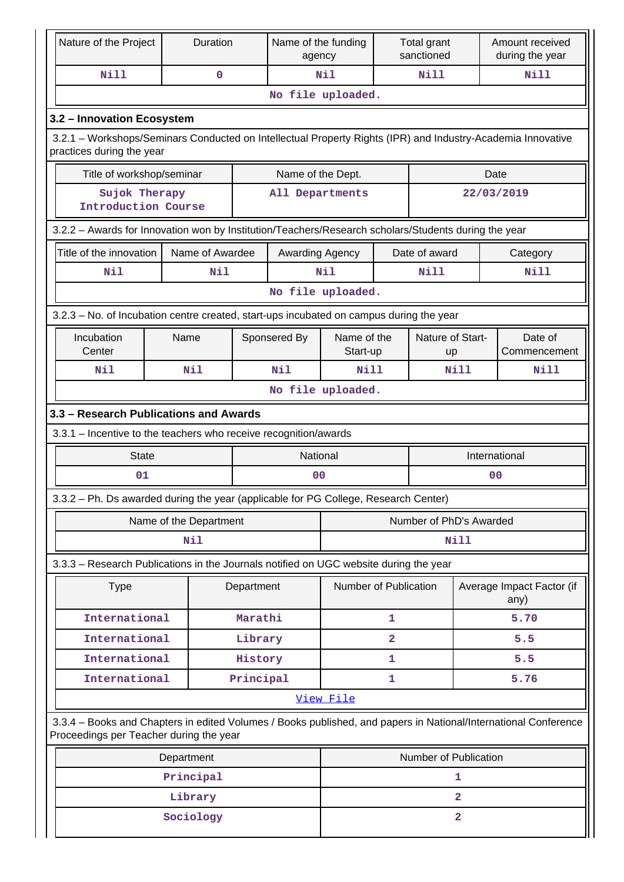| Nature of the Project | Duration | Name of the funding agency | Total grant sanctioned | Amount received during the year |
|---|---|---|---|---|
| Nill | 0 | Nil | Nill | Nill |
| No file uploaded. | | | | |

## 3.2 – Innovation Ecosystem

3.2.1 – Workshops/Seminars Conducted on Intellectual Property Rights (IPR) and Industry-Academia Innovative practices during the year

| Title of workshop/seminar | Name of the Dept. | Date |
|---|---|---|
| Sujok Therapy Introduction Course | All Departments | 22/03/2019 |

3.2.2 – Awards for Innovation won by Institution/Teachers/Research scholars/Students during the year

| Title of the innovation | Name of Awardee | Awarding Agency | Date of award | Category |
|---|---|---|---|---|
| Nil | Nil | Nil | Nill | Nill |
| No file uploaded. | | | | |

3.2.3 – No. of Incubation centre created, start-ups incubated on campus during the year

| Incubation Center | Name | Sponsered By | Name of the Start-up | Nature of Start-up | Date of Commencement |
|---|---|---|---|---|---|
| Nil | Nil | Nil | Nill | Nill | Nill |
| No file uploaded. | | | | | |

## 3.3 – Research Publications and Awards

3.3.1 – Incentive to the teachers who receive recognition/awards

| State | National | International |
|---|---|---|
| 01 | 00 | 00 |

3.3.2 – Ph. Ds awarded during the year (applicable for PG College, Research Center)

| Name of the Department | Number of PhD's Awarded |
|---|---|
| Nil | Nill |

3.3.3 – Research Publications in the Journals notified on UGC website during the year

| Type | Department | Number of Publication | Average Impact Factor (if any) |
|---|---|---|---|
| International | Marathi | 1 | 5.70 |
| International | Library | 2 | 5.5 |
| International | History | 1 | 5.5 |
| International | Principal | 1 | 5.76 |
| View File | | | |

3.3.4 – Books and Chapters in edited Volumes / Books published, and papers in National/International Conference Proceedings per Teacher during the year

| Department | Number of Publication |
|---|---|
| Principal | 1 |
| Library | 2 |
| Sociology | 2 |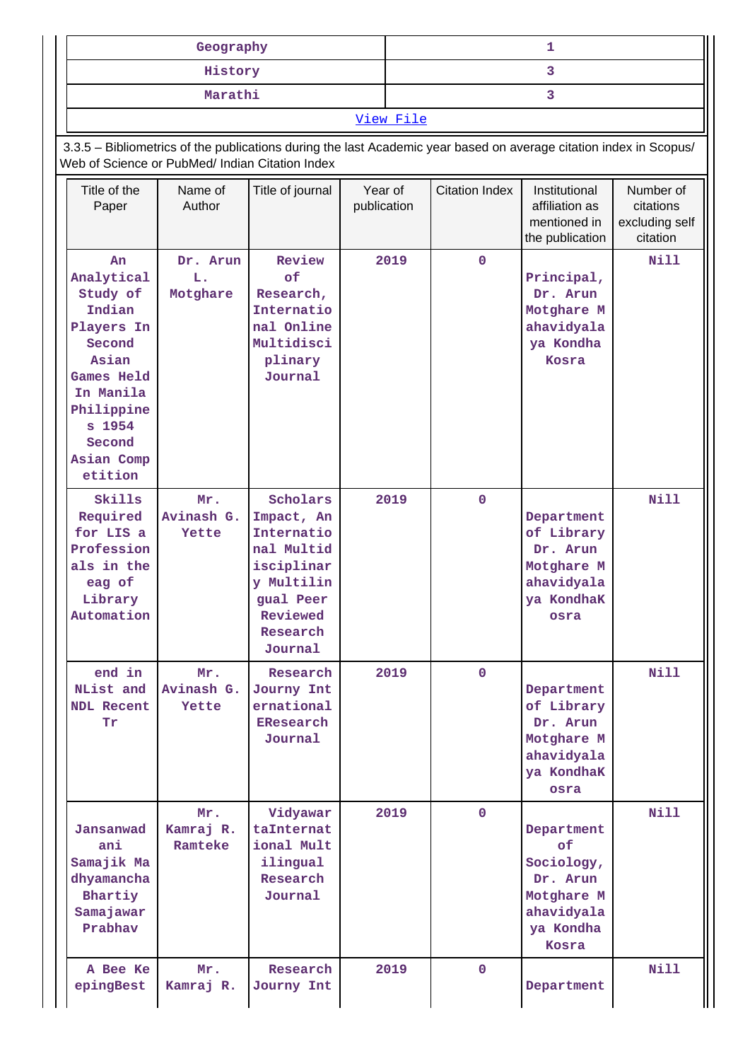| Geography | 1 |
|---|---|
| History | 3 |
| Marathi | 3 |
| View File | |

3.3.5 – Bibliometrics of the publications during the last Academic year based on average citation index in Scopus/ Web of Science or PubMed/ Indian Citation Index

| Title of the Paper | Name of Author | Title of journal | Year of publication | Citation Index | Institutional affiliation as mentioned in the publication | Number of citations excluding self citation |
|---|---|---|---|---|---|---|
| An Analytical Study of Indian Players In Second Asian Games Held In Manila Philippines 1954 Second Asian Competition | Dr. Arun L. Motghare | Review of Research, International Online Multidisciplinary Journal | 2019 | 0 | Principal, Dr. Arun Motghare Mahavidyalaya Kondha Kosra | Nill |
| Skills Required for LIS a Professionals in the eag of Library Automation | Mr. Avinash G. Yette | Scholars Impact, An International Multidisciplinary Multilingual Peer Reviewed Research Journal | 2019 | 0 | Department of Library Dr. Arun Motghare Mahavidyalaya KondhaKosra | Nill |
| end in NList and NDL Recent Tr | Mr. Avinash G. Yette | Research Journy International EResearch Journal | 2019 | 0 | Department of Library Dr. Arun Motghare Mahavidyalaya KondhaKosra | Nill |
| Jansanwad ani Samajik Madhyamancha Bhartiy Samajawar Prabhav | Mr. Kamraj R. Ramteke | VidyawartaInternational Multilingual Research Journal | 2019 | 0 | Department of Sociology, Dr. Arun Motghare Mahavidyalaya Kondha Kosra | Nill |
| A Bee KeepingBest | Mr. Kamraj R. | Research Journy Int | 2019 | 0 | Department | Nill |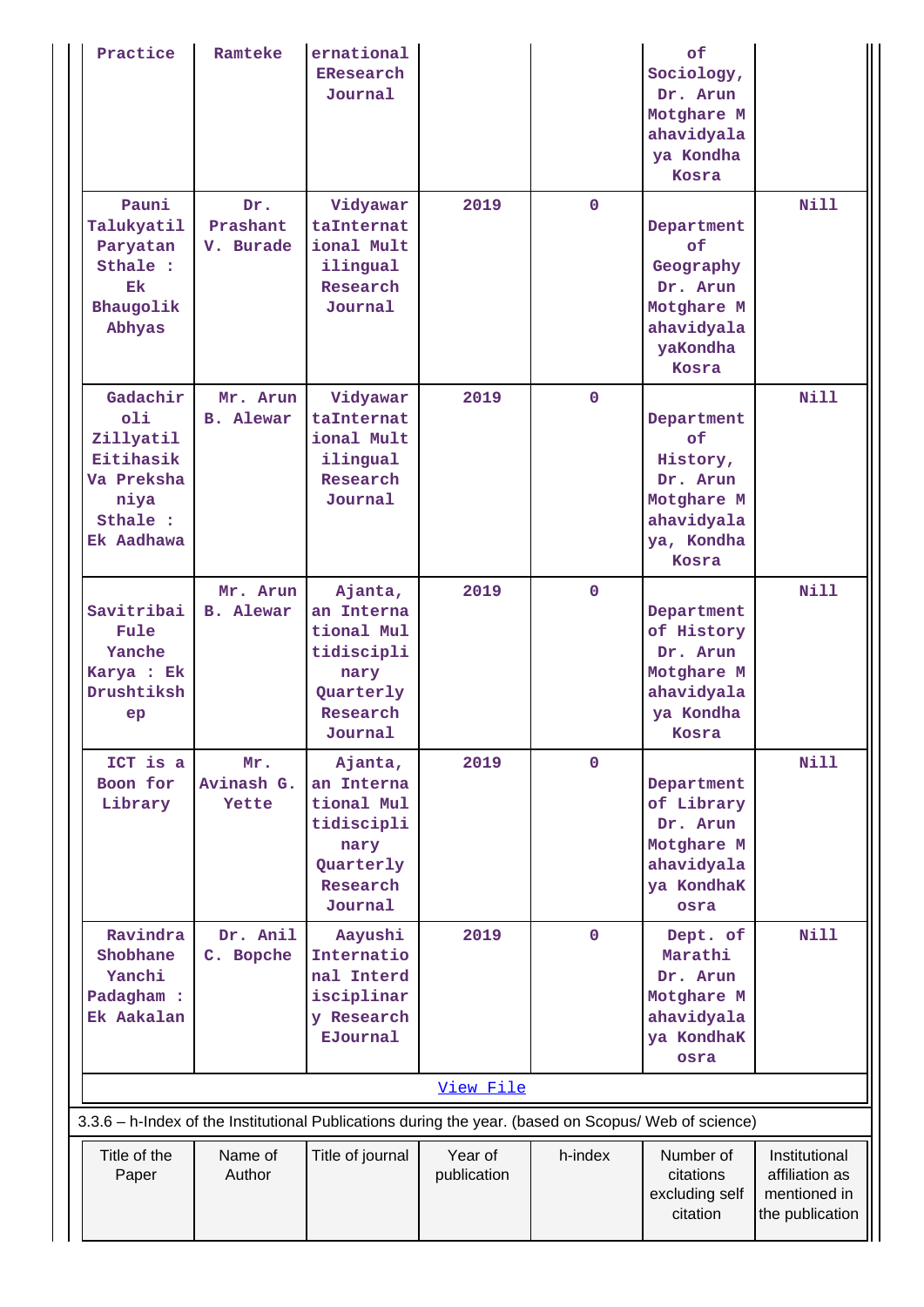| | | | | | | |
|---|---|---|---|---|---|---|
| Practice | Ramteke | ernational EResearch Journal | | | of Sociology, Dr. Arun Motghare Mahavidyalaya Kondha Kosra | |
| Pauni Talukyatil Paryatan Sthale : Ek Bhaugolik Abhyas | Dr. Prashant V. Burade | VidyawartaInternational Multilingual Research Journal | 2019 | 0 | Department of Geography Dr. Arun Motghare MahavidyalayaKondha Kosra | Nill |
| Gadachiroli Zillyatil Eitihasik Va Preksha niya Sthale : Ek Aadhawa | Mr. Arun B. Alewar | VidyawartaInternational Multilingual Research Journal | 2019 | 0 | Department of History, Dr. Arun Motghare Mahavidyalaya, Kondha Kosra | Nill |
| Savitribai Fule Yanche Karya : Ek Drushtikshep | Mr. Arun B. Alewar | Ajanta, an International Multidisciplinary Quarterly Research Journal | 2019 | 0 | Department of History Dr. Arun Motghare Mahavidyalaya Kondha Kosra | Nill |
| ICT is a Boon for Library | Mr. Avinash G. Yette | Ajanta, an International Multidisciplinary Quarterly Research Journal | 2019 | 0 | Department of Library Dr. Arun Motghare Mahavidyalaya KondhaKosra | Nill |
| Ravindra Shobhane Yanchi Padagham : Ek Aakalan | Dr. Anil C. Bopche | Aayushi International Interdisciplinary Research EJournal | 2019 | 0 | Dept. of Marathi Dr. Arun Motghare Mahavidyalaya KondhaKosra | Nill |

View File

3.3.6 – h-Index of the Institutional Publications during the year. (based on Scopus/ Web of science)

| Title of the Paper | Name of Author | Title of journal | Year of publication | h-index | Number of citations excluding self citation | Institutional affiliation as mentioned in the publication |
|---|---|---|---|---|---|---|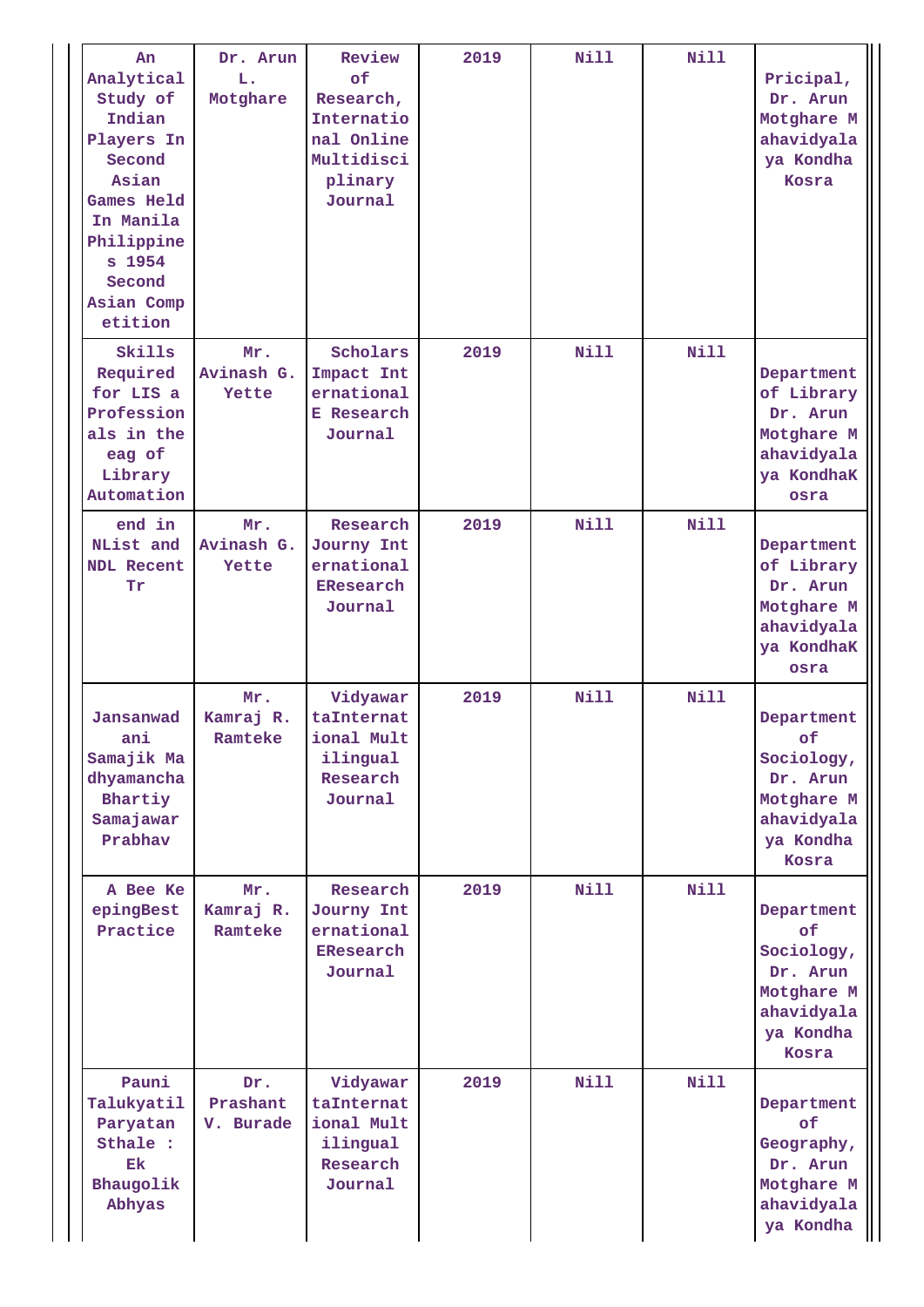| | | | | | | |
|---|---|---|---|---|---|---|
| An Analytical Study of Indian Players In Second Asian Games Held In Manila Philippines 1954 Second Asian Competition | Dr. Arun L. Motghare | Review of Research, International Online Multidisciplinary Journal | 2019 | Nill | Nill | Pricipal, Dr. Arun Motghare Mahavidyalaya Kondha Kosra |
| Skills Required for LIS a Professionals in the eag of Library Automation | Mr. Avinash G. Yette | Scholars Impact International E Research Journal | 2019 | Nill | Nill | Department of Library Dr. Arun Motghare Mahavidyalaya KondhaKosra |
| end in NList and NDL Recent Tr | Mr. Avinash G. Yette | Research Journy International EResearch Journal | 2019 | Nill | Nill | Department of Library Dr. Arun Motghare Mahavidyalaya KondhaKosra |
| Jansanwad ani Samajik Madhyamancha Bhartiy Samajawar Prabhav | Mr. Kamraj R. Ramteke | Vidyawarta International Multilingual Research Journal | 2019 | Nill | Nill | Department of Sociology, Dr. Arun Motghare Mahavidyalaya Kondha Kosra |
| A Bee KeepingBest Practice | Mr. Kamraj R. Ramteke | Research Journy International EResearch Journal | 2019 | Nill | Nill | Department of Sociology, Dr. Arun Motghare Mahavidyalaya Kondha Kosra |
| Pauni Talukyatil Paryatan Sthale : Ek Bhaugolik Abhyas | Dr. Prashant V. Burade | Vidyawarta International Multilingual Research Journal | 2019 | Nill | Nill | Department of Geography, Dr. Arun Motghare Mahavidyalaya Kondha |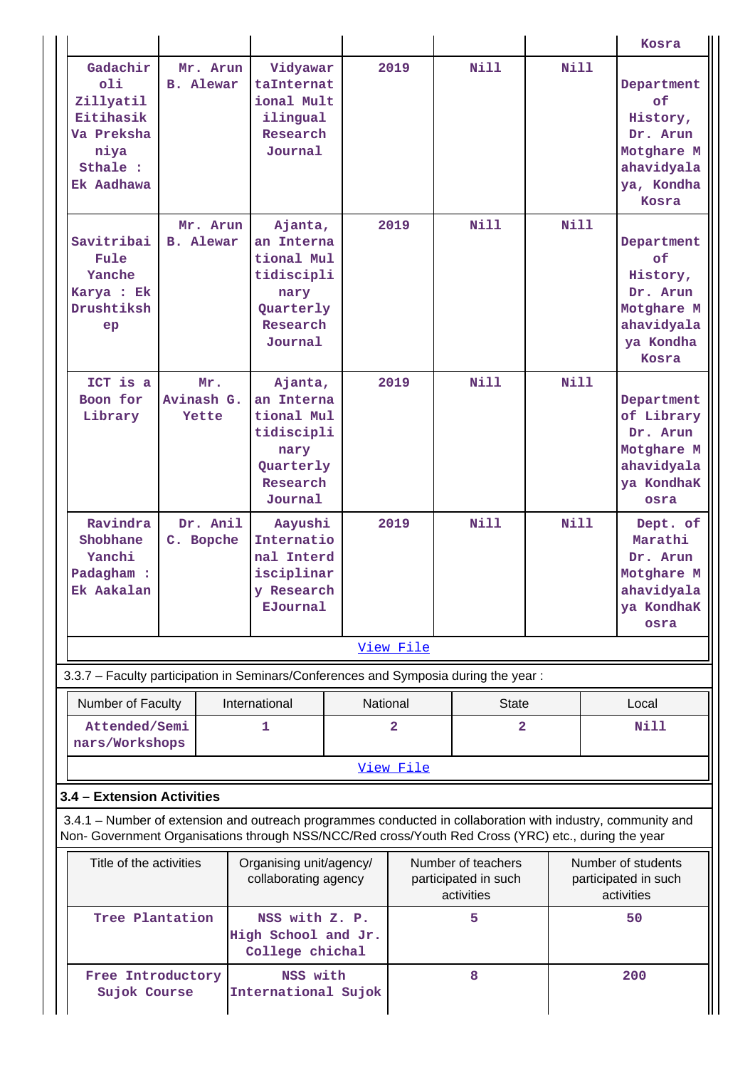| | | | | | | Kosra |
|---|---|---|---|---|---|---|
| Gadachiroli Zillyatil Eitihasik Va Prekshaniya Sthale : Ek Aadhawa | Mr. Arun B. Alewar | VidyawartaInternational Multilingual Research Journal | 2019 | Nill | Nill | Department of History, Dr. Arun Motghare Mahavidyalaya, Kondha Kosra |
| Savitribai Fule Yanche Karya : Ek Drushtikshep | Mr. Arun B. Alewar | Ajanta, an International Multidisciplinary Quarterly Research Journal | 2019 | Nill | Nill | Department of History, Dr. Arun Motghare Mahavidyalaya Kondha Kosra |
| ICT is a Boon for Library | Mr. Avinash G. Yette | Ajanta, an International Multidisciplinary Quarterly Research Journal | 2019 | Nill | Nill | Department of Library Dr. Arun Motghare Mahavidyalaya KondhaKosra |
| Ravindra Shobhane Yanchi Padagham : Ek Aakalan | Dr. Anil C. Bopche | Aayushi International Interdisciplinary Research EJournal | 2019 | Nill | Nill | Dept. of Marathi Dr. Arun Motghare Mahavidyalaya KondhaKosra |
| View File | | | | | | |

3.3.7 – Faculty participation in Seminars/Conferences and Symposia during the year :

| Number of Faculty | International | National | State | Local |
|---|---|---|---|---|
| Attended/Seminars/Workshops | 1 | 2 | 2 | Nill |
| View File | | | | |

### 3.4 – Extension Activities

3.4.1 – Number of extension and outreach programmes conducted in collaboration with industry, community and Non- Government Organisations through NSS/NCC/Red cross/Youth Red Cross (YRC) etc., during the year

| Title of the activities | Organising unit/agency/ collaborating agency | Number of teachers participated in such activities | Number of students participated in such activities |
|---|---|---|---|
| Tree Plantation | NSS with Z. P. High School and Jr. College chichal | 5 | 50 |
| Free Introductory Sujok Course | NSS with International Sujok | 8 | 200 |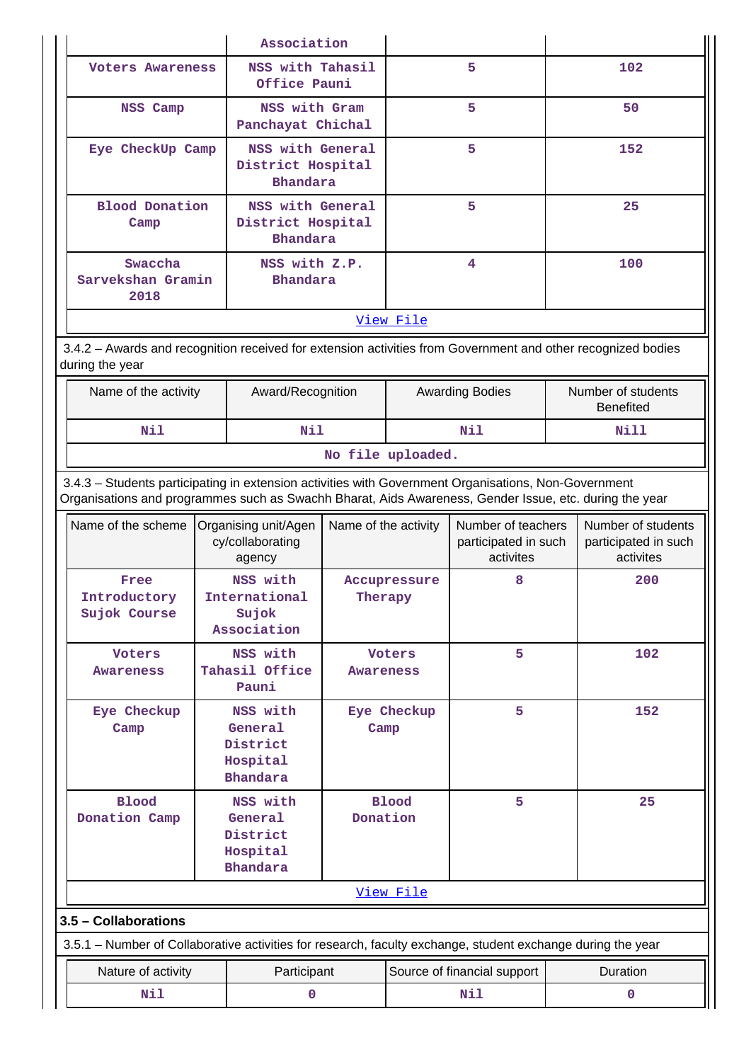| | Association | | |
|---|---|---|---|
| Voters Awareness | NSS with Tahasil Office Pauni | 5 | 102 |
| NSS Camp | NSS with Gram Panchayat Chichal | 5 | 50 |
| Eye CheckUp Camp | NSS with General District Hospital Bhandara | 5 | 152 |
| Blood Donation Camp | NSS with General District Hospital Bhandara | 5 | 25 |
| Swaccha Sarvekshan Gramin 2018 | NSS with Z.P. Bhandara | 4 | 100 |

[View File]

3.4.2 – Awards and recognition received for extension activities from Government and other recognized bodies during the year

| Name of the activity | Award/Recognition | Awarding Bodies | Number of students Benefited |
|---|---|---|---|
| Nil | Nil | Nil | Nill |

No file uploaded.

3.4.3 – Students participating in extension activities with Government Organisations, Non-Government Organisations and programmes such as Swachh Bharat, Aids Awareness, Gender Issue, etc. during the year

| Name of the scheme | Organising unit/Agency/collaborating agency | Name of the activity | Number of teachers participated in such activites | Number of students participated in such activites |
|---|---|---|---|---|
| Free Introductory Sujok Course | NSS with International Sujok Association | Accupressure Therapy | 8 | 200 |
| Voters Awareness | NSS with Tahasil Office Pauni | Voters Awareness | 5 | 102 |
| Eye Checkup Camp | NSS with General District Hospital Bhandara | Eye Checkup Camp | 5 | 152 |
| Blood Donation Camp | NSS with General District Hospital Bhandara | Blood Donation | 5 | 25 |

[View File]

**3.5 – Collaborations**

3.5.1 – Number of Collaborative activities for research, faculty exchange, student exchange during the year

| Nature of activity | Participant | Source of financial support | Duration |
|---|---|---|---|
| Nil | 0 | Nil | 0 |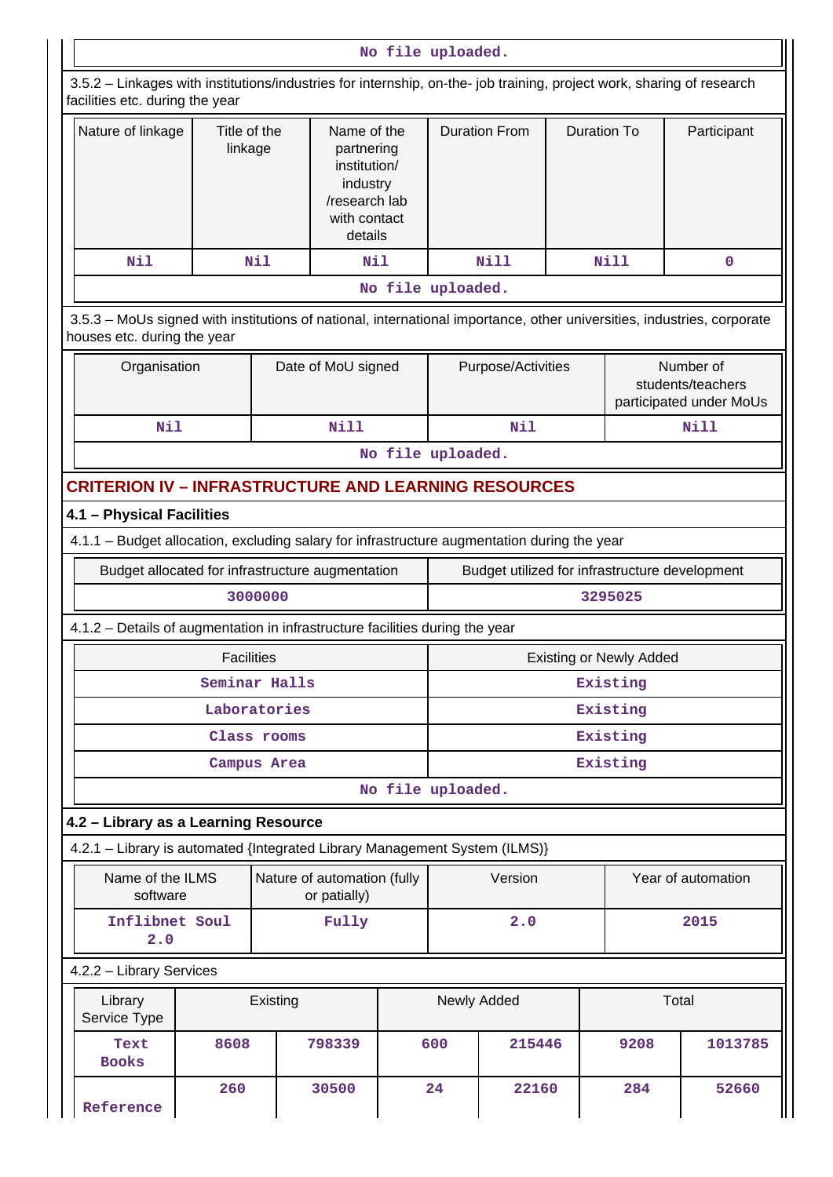No file uploaded.

3.5.2 – Linkages with institutions/industries for internship, on-the- job training, project work, sharing of research facilities etc. during the year

| Nature of linkage | Title of the linkage | Name of the partnering institution/ industry /research lab with contact details | Duration From | Duration To | Participant |
|---|---|---|---|---|---|
| Nil | Nil | Nil | Nill | Nill | 0 |

No file uploaded.

3.5.3 – MoUs signed with institutions of national, international importance, other universities, industries, corporate houses etc. during the year

| Organisation | Date of MoU signed | Purpose/Activities | Number of students/teachers participated under MoUs |
|---|---|---|---|
| Nil | Nill | Nil | Nill |

No file uploaded.

## CRITERION IV – INFRASTRUCTURE AND LEARNING RESOURCES

### 4.1 – Physical Facilities

4.1.1 – Budget allocation, excluding salary for infrastructure augmentation during the year

| Budget allocated for infrastructure augmentation | Budget utilized for infrastructure development |
|---|---|
| 3000000 | 3295025 |

4.1.2 – Details of augmentation in infrastructure facilities during the year

| Facilities | Existing or Newly Added |
|---|---|
| Seminar Halls | Existing |
| Laboratories | Existing |
| Class rooms | Existing |
| Campus Area | Existing |

No file uploaded.

### 4.2 – Library as a Learning Resource

4.2.1 – Library is automated {Integrated Library Management System (ILMS)}

| Name of the ILMS software | Nature of automation (fully or patially) | Version | Year of automation |
|---|---|---|---|
| Inflibnet Soul 2.0 | Fully | 2.0 | 2015 |

4.2.2 – Library Services

| Library Service Type | Existing | | Newly Added | | Total | |
|---|---|---|---|---|---|---|
| Text Books | 8608 | 798339 | 600 | 215446 | 9208 | 1013785 |
| Reference | 260 | 30500 | 24 | 22160 | 284 | 52660 |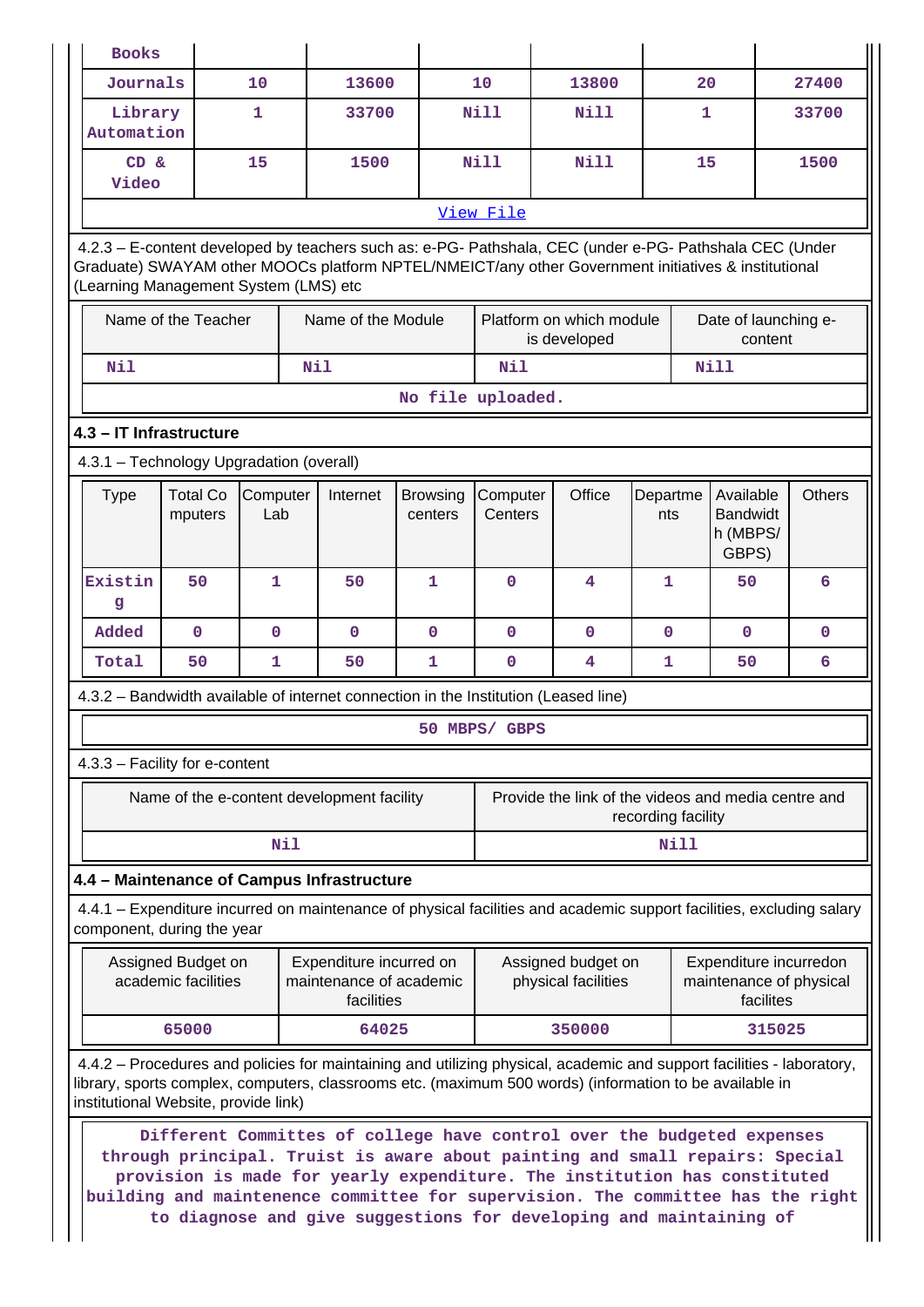| Books | | | | | | |
|---|---|---|---|---|---|---|
| Journals | 10 | 13600 | 10 | 13800 | 20 | 27400 |
| Library Automation | 1 | 33700 | Nill | Nill | 1 | 33700 |
| CD & Video | 15 | 1500 | Nill | Nill | 15 | 1500 |

View File

4.2.3 – E-content developed by teachers such as: e-PG- Pathshala, CEC (under e-PG- Pathshala CEC (Under Graduate) SWAYAM other MOOCs platform NPTEL/NMEICT/any other Government initiatives & institutional (Learning Management System (LMS) etc

| Name of the Teacher | Name of the Module | Platform on which module is developed | Date of launching e-content |
|---|---|---|---|
| Nil | Nil | Nil | Nill |

No file uploaded.

### 4.3 – IT Infrastructure

4.3.1 – Technology Upgradation (overall)

| Type | Total Computers | Computer Lab | Internet | Browsing centers | Computer Centers | Office | Departments | Available Bandwidth (MBPS/ GBPS) | Others |
|---|---|---|---|---|---|---|---|---|---|
| Existing | 50 | 1 | 50 | 1 | 0 | 4 | 1 | 50 | 6 |
| Added | 0 | 0 | 0 | 0 | 0 | 0 | 0 | 0 | 0 |
| Total | 50 | 1 | 50 | 1 | 0 | 4 | 1 | 50 | 6 |

4.3.2 – Bandwidth available of internet connection in the Institution (Leased line)

50 MBPS/ GBPS

4.3.3 – Facility for e-content

| Name of the e-content development facility | Provide the link of the videos and media centre and recording facility |
|---|---|
| Nil | Nill |

### 4.4 – Maintenance of Campus Infrastructure

4.4.1 – Expenditure incurred on maintenance of physical facilities and academic support facilities, excluding salary component, during the year

| Assigned Budget on academic facilities | Expenditure incurred on maintenance of academic facilities | Assigned budget on physical facilities | Expenditure incurredon maintenance of physical facilites |
|---|---|---|---|
| 65000 | 64025 | 350000 | 315025 |

4.4.2 – Procedures and policies for maintaining and utilizing physical, academic and support facilities - laboratory, library, sports complex, computers, classrooms etc. (maximum 500 words) (information to be available in institutional Website, provide link)

Different Committes of college have control over the budgeted expenses through principal. Truist is aware about painting and small repairs: Special provision is made for yearly expenditure. The institution has constituted building and maintenence committee for supervision. The committee has the right to diagnose and give suggestions for developing and maintaining of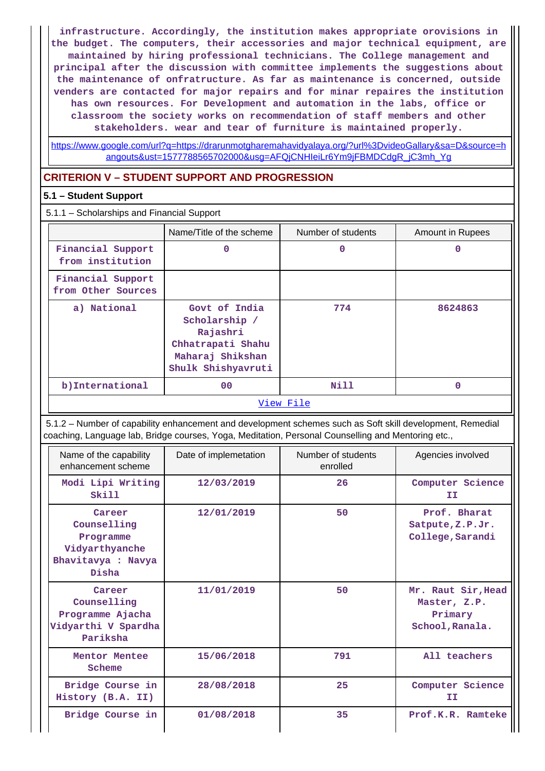infrastructure. Accordingly, the institution makes appropriate orovisions in the budget. The computers, their accessories and major technical equipment, are maintained by hiring professional technicians. The College management and principal after the discussion with committee implements the suggestions about the maintenance of onfratructure. As far as maintenance is concerned, outside venders are contacted for major repairs and for minar repaires the institution has own resources. For Development and automation in the labs, office or classroom the society works on recommendation of staff members and other stakeholders. wear and tear of furniture is maintained properly.

https://www.google.com/url?q=https://drarunmotgharemahavidyalaya.org/?url%3DvideoGallary&sa=D&source=hangouts&ust=1577788565702000&usg=AFQjCNHIeiLr6Ym9jFBMDCdgR_jC3mh_Yg

## CRITERION V – STUDENT SUPPORT AND PROGRESSION

### 5.1 – Student Support

5.1.1 – Scholarships and Financial Support

| | Name/Title of the scheme | Number of students | Amount in Rupees |
|---|---|---|---|
| Financial Support from institution | 0 | 0 | 0 |
| Financial Support from Other Sources | | | |
| a) National | Govt of India Scholarship / Rajashri Chhatrapati Shahu Maharaj Shikshan Shulk Shishyavruti | 774 | 8624863 |
| b)International | 00 | Nill | 0 |

View File

5.1.2 – Number of capability enhancement and development schemes such as Soft skill development, Remedial coaching, Language lab, Bridge courses, Yoga, Meditation, Personal Counselling and Mentoring etc.,

| Name of the capability enhancement scheme | Date of implemetation | Number of students enrolled | Agencies involved |
|---|---|---|---|
| Modi Lipi Writing Skill | 12/03/2019 | 26 | Computer Science II |
| Career Counselling Programme Vidyarthyanche Bhavitavya : Navya Disha | 12/01/2019 | 50 | Prof. Bharat Satpute,Z.P.Jr. College,Sarandi |
| Career Counselling Programme Ajacha Vidyarthi V Spardha Pariksha | 11/01/2019 | 50 | Mr. Raut Sir,Head Master, Z.P. Primary School,Ranala. |
| Mentor Mentee Scheme | 15/06/2018 | 791 | All teachers |
| Bridge Course in History (B.A. II) | 28/08/2018 | 25 | Computer Science II |
| Bridge Course in | 01/08/2018 | 35 | Prof.K.R. Ramteke |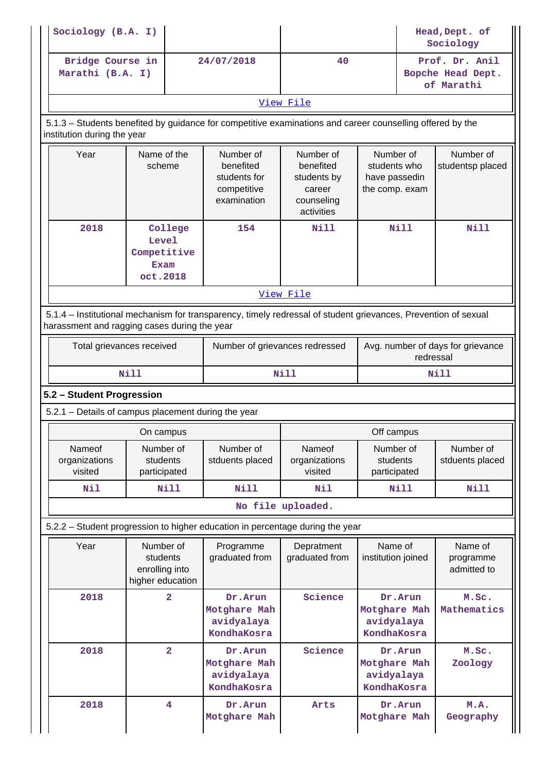| | | | |
|---|---|---|---|
| Sociology (B.A. I) | | | Head,Dept. of Sociology |
| Bridge Course in Marathi (B.A. I) | 24/07/2018 | 40 | Prof. Dr. Anil Bopche Head Dept. of Marathi |
| View File | | | |

5.1.3 – Students benefited by guidance for competitive examinations and career counselling offered by the institution during the year

| Year | Name of the scheme | Number of benefited students for competitive examination | Number of benefited students by career counseling activities | Number of students who have passedin the comp. exam | Number of studentsp placed |
|---|---|---|---|---|---|
| 2018 | College Level Competitive Exam oct.2018 | 154 | Nill | Nill | Nill |
| View File | | | | | |

5.1.4 – Institutional mechanism for transparency, timely redressal of student grievances, Prevention of sexual harassment and ragging cases during the year

| Total grievances received | Number of grievances redressed | Avg. number of days for grievance redressal |
|---|---|---|
| Nill | Nill | Nill |

## 5.2 – Student Progression

5.2.1 – Details of campus placement during the year

| On campus | | | Off campus | | |
|---|---|---|---|---|---|
| Nameof organizations visited | Number of students participated | Number of stduents placed | Nameof organizations visited | Number of students participated | Number of stduents placed |
| Nil | Nill | Nill | Nil | Nill | Nill |
| No file uploaded. | | | | | |

5.2.2 – Student progression to higher education in percentage during the year

| Year | Number of students enrolling into higher education | Programme graduated from | Depratment graduated from | Name of institution joined | Name of programme admitted to |
|---|---|---|---|---|---|
| 2018 | 2 | Dr.Arun Motghare Mahavidyalaya KondhaKosra | Science | Dr.Arun Motghare Mahavidyalaya KondhaKosra | M.Sc. Mathematics |
| 2018 | 2 | Dr.Arun Motghare Mahavidyalaya KondhaKosra | Science | Dr.Arun Motghare Mahavidyalaya KondhaKosra | M.Sc. Zoology |
| 2018 | 4 | Dr.Arun Motghare Mah | Arts | Dr.Arun Motghare Mah | M.A. Geography |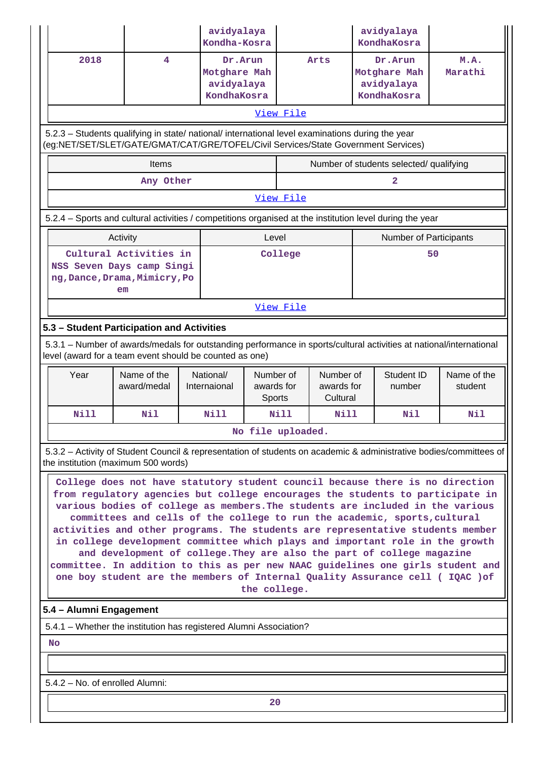| | | avidyalaya Kondha-Kosra | | avidyalaya KondhaKosra | |
|---|---|---|---|---|---|
| 2018 | 4 | Dr.Arun Motghare Mahavidyalaya KondhaKosra | Arts | Dr.Arun Motghare Mahavidyalaya KondhaKosra | M.A. Marathi |

View File

5.2.3 – Students qualifying in state/ national/ international level examinations during the year (eg:NET/SET/SLET/GATE/GMAT/CAT/GRE/TOFEL/Civil Services/State Government Services)

| Items | Number of students selected/ qualifying |
|---|---|
| Any Other | 2 |

View File

5.2.4 – Sports and cultural activities / competitions organised at the institution level during the year

| Activity | Level | Number of Participants |
|---|---|---|
| Cultural Activities in NSS Seven Days camp Singing,Dance,Drama,Mimicry,Poem | College | 50 |

View File

## 5.3 – Student Participation and Activities

5.3.1 – Number of awards/medals for outstanding performance in sports/cultural activities at national/international level (award for a team event should be counted as one)

| Year | Name of the award/medal | National/ Internaional | Number of awards for Sports | Number of awards for Cultural | Student ID number | Name of the student |
|---|---|---|---|---|---|---|
| Nill | Nil | Nill | Nill | Nill | Nil | Nil |

No file uploaded.

5.3.2 – Activity of Student Council & representation of students on academic & administrative bodies/committees of the institution (maximum 500 words)

College does not have statutory student council because there is no direction from regulatory agencies but college encourages the students to participate in various bodies of college as members.The students are included in the various committees and cells of the college to run the academic, sports,cultural activities and other programs. The students are representative students member in college development committee which plays and important role in the growth and development of college.They are also the part of college magazine committee. In addition to this as per new NAAC guidelines one girls student and one boy student are the members of Internal Quality Assurance cell ( IQAC )of the college.

## 5.4 – Alumni Engagement

5.4.1 – Whether the institution has registered Alumni Association?

No

5.4.2 – No. of enrolled Alumni:

20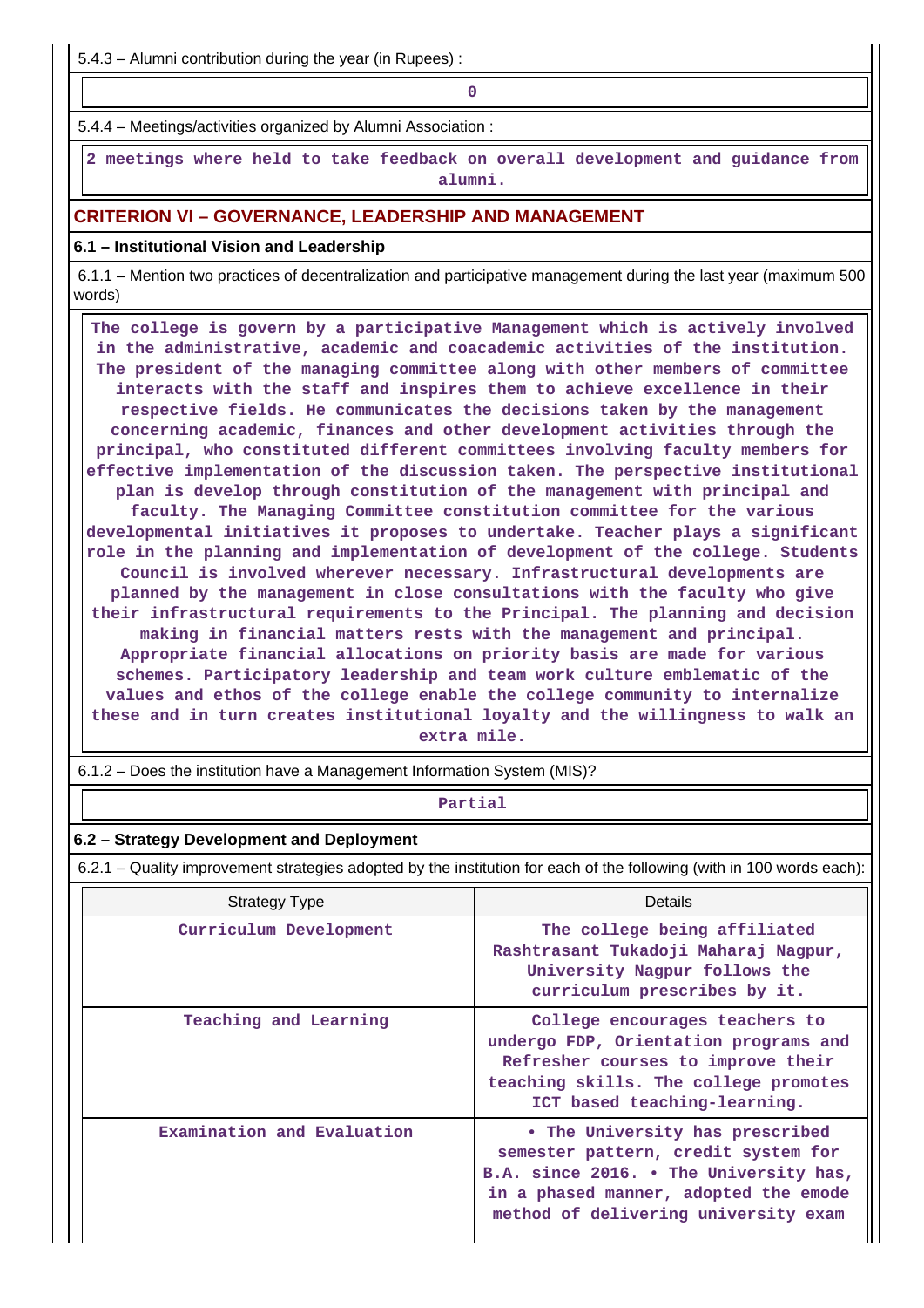5.4.3 – Alumni contribution during the year (in Rupees) :

0

5.4.4 – Meetings/activities organized by Alumni Association :

2 meetings where held to take feedback on overall development and guidance from alumni.

## CRITERION VI – GOVERNANCE, LEADERSHIP AND MANAGEMENT

### 6.1 – Institutional Vision and Leadership

6.1.1 – Mention two practices of decentralization and participative management during the last year (maximum 500 words)

The college is govern by a participative Management which is actively involved in the administrative, academic and coacademic activities of the institution. The president of the managing committee along with other members of committee interacts with the staff and inspires them to achieve excellence in their respective fields. He communicates the decisions taken by the management concerning academic, finances and other development activities through the principal, who constituted different committees involving faculty members for effective implementation of the discussion taken. The perspective institutional plan is develop through constitution of the management with principal and faculty. The Managing Committee constitution committee for the various developmental initiatives it proposes to undertake. Teacher plays a significant role in the planning and implementation of development of the college. Students Council is involved wherever necessary. Infrastructural developments are planned by the management in close consultations with the faculty who give their infrastructural requirements to the Principal. The planning and decision making in financial matters rests with the management and principal. Appropriate financial allocations on priority basis are made for various schemes. Participatory leadership and team work culture emblematic of the values and ethos of the college enable the college community to internalize these and in turn creates institutional loyalty and the willingness to walk an extra mile.

6.1.2 – Does the institution have a Management Information System (MIS)?

Partial

### 6.2 – Strategy Development and Deployment

6.2.1 – Quality improvement strategies adopted by the institution for each of the following (with in 100 words each):

| Strategy Type | Details |
|---|---|
| Curriculum Development | The college being affiliated Rashtrasant Tukadoji Maharaj Nagpur, University Nagpur follows the curriculum prescribes by it. |
| Teaching and Learning | College encourages teachers to undergo FDP, Orientation programs and Refresher courses to improve their teaching skills. The college promotes ICT based teaching-learning. |
| Examination and Evaluation | • The University has prescribed semester pattern, credit system for B.A. since 2016. • The University has, in a phased manner, adopted the emode method of delivering university exam |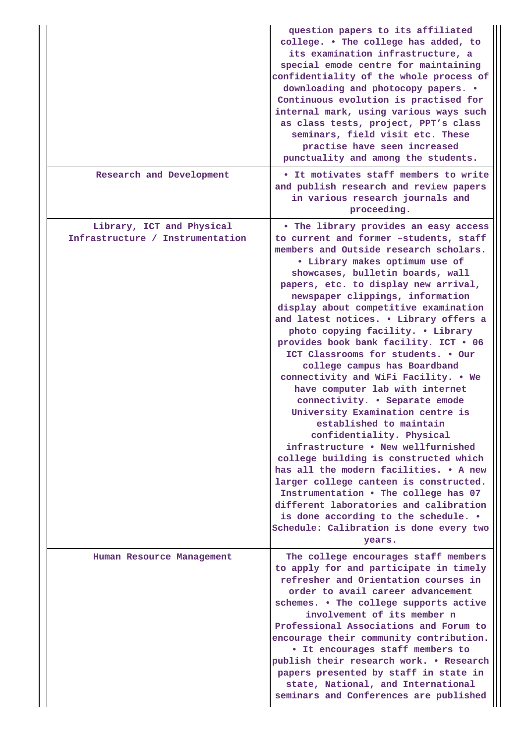|  |  |
|---|---|
|  | question papers to its affiliated college. • The college has added, to its examination infrastructure, a special emode centre for maintaining confidentiality of the whole process of downloading and photocopy papers. • Continuous evolution is practised for internal mark, using various ways such as class tests, project, PPT's class seminars, field visit etc. These practise have seen increased punctuality and among the students. |
| Research and Development | • It motivates staff members to write and publish research and review papers in various research journals and proceeding. |
| Library, ICT and Physical Infrastructure / Instrumentation | • The library provides an easy access to current and former –students, staff members and Outside research scholars. • Library makes optimum use of showcases, bulletin boards, wall papers, etc. to display new arrival, newspaper clippings, information display about competitive examination and latest notices. • Library offers a photo copying facility. • Library provides book bank facility. ICT • 06 ICT Classrooms for students. • Our college campus has Boardband connectivity and WiFi Facility. • We have computer lab with internet connectivity. • Separate emode University Examination centre is established to maintain confidentiality. Physical infrastructure • New wellfurnished college building is constructed which has all the modern facilities. • A new larger college canteen is constructed. Instrumentation • The college has 07 different laboratories and calibration is done according to the schedule. • Schedule: Calibration is done every two years. |
| Human Resource Management | The college encourages staff members to apply for and participate in timely refresher and Orientation courses in order to avail career advancement schemes. • The college supports active involvement of its member n Professional Associations and Forum to encourage their community contribution. • It encourages staff members to publish their research work. • Research papers presented by staff in state in state, National, and International seminars and Conferences are published |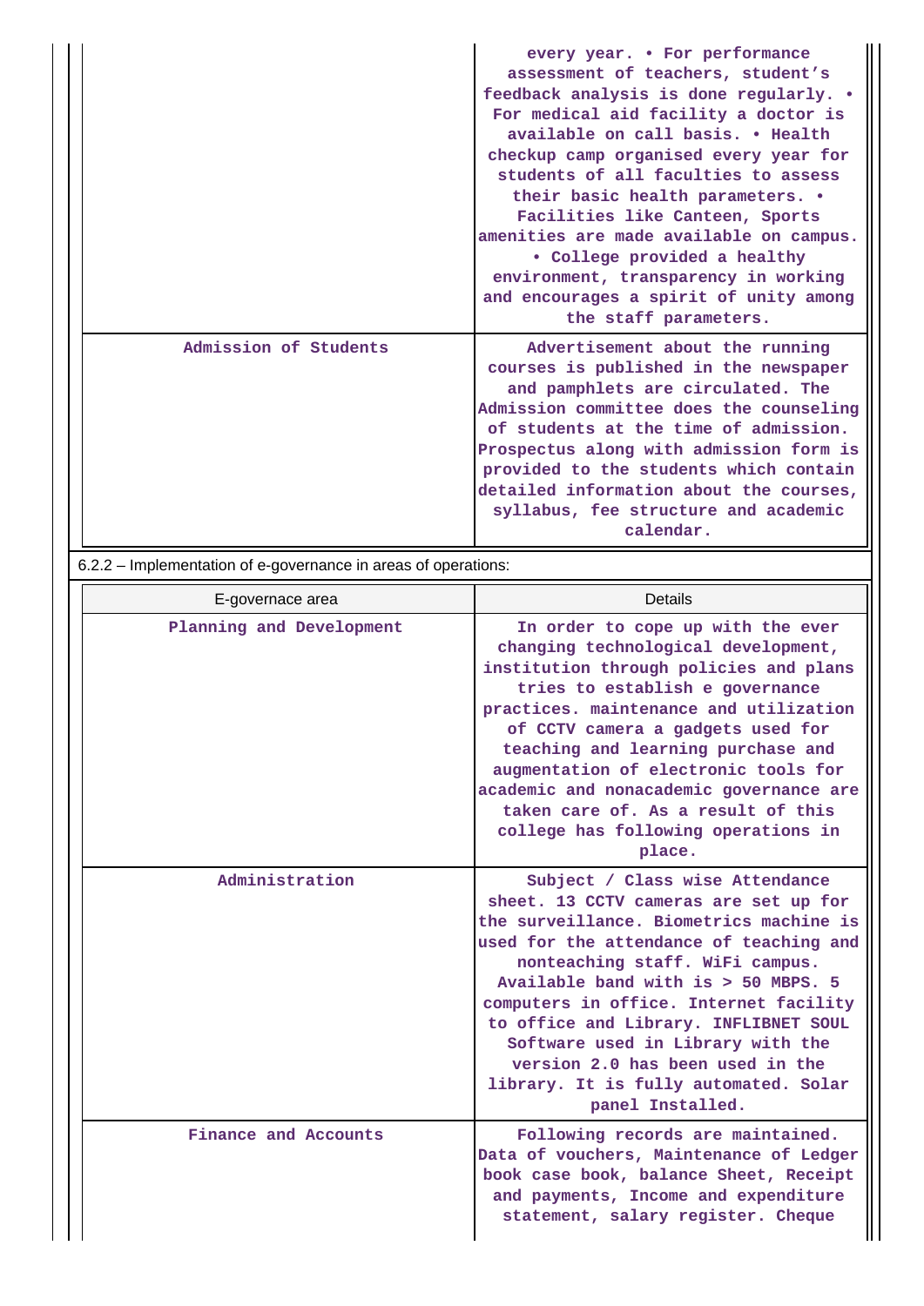| | |
|---|---|
| | every year. • For performance assessment of teachers, student's feedback analysis is done regularly. • For medical aid facility a doctor is available on call basis. • Health checkup camp organised every year for students of all faculties to assess their basic health parameters. • Facilities like Canteen, Sports amenities are made available on campus. • College provided a healthy environment, transparency in working and encourages a spirit of unity among the staff parameters. |
| Admission of Students | Advertisement about the running courses is published in the newspaper and pamphlets are circulated. The Admission committee does the counseling of students at the time of admission. Prospectus along with admission form is provided to the students which contain detailed information about the courses, syllabus, fee structure and academic calendar. |

6.2.2 – Implementation of e-governance in areas of operations:

| E-governace area | Details |
|---|---|
| Planning and Development | In order to cope up with the ever changing technological development, institution through policies and plans tries to establish e governance practices. maintenance and utilization of CCTV camera a gadgets used for teaching and learning purchase and augmentation of electronic tools for academic and nonacademic governance are taken care of. As a result of this college has following operations in place. |
| Administration | Subject / Class wise Attendance sheet. 13 CCTV cameras are set up for the surveillance. Biometrics machine is used for the attendance of teaching and nonteaching staff. WiFi campus. Available band with is > 50 MBPS. 5 computers in office. Internet facility to office and Library. INFLIBNET SOUL Software used in Library with the version 2.0 has been used in the library. It is fully automated. Solar panel Installed. |
| Finance and Accounts | Following records are maintained. Data of vouchers, Maintenance of Ledger book case book, balance Sheet, Receipt and payments, Income and expenditure statement, salary register. Cheque |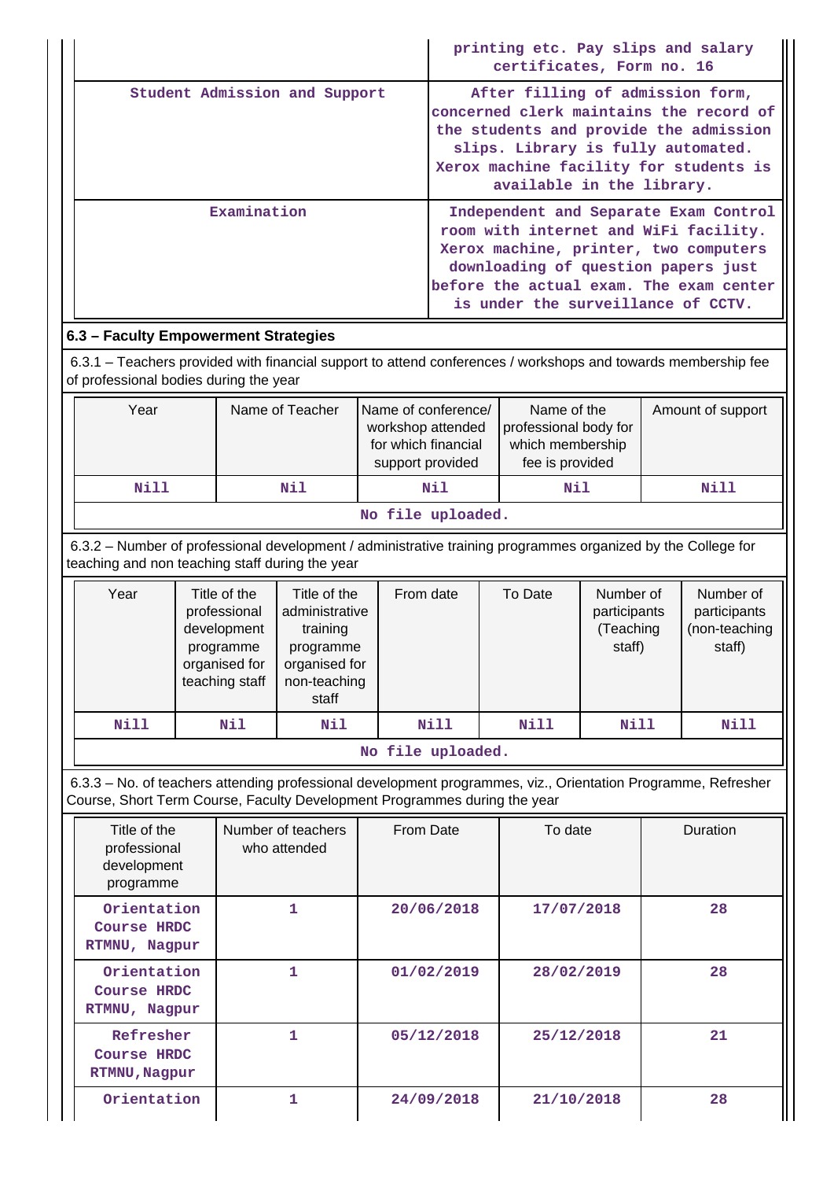| | |
|---|---|
| | printing etc. Pay slips and salary certificates, Form no. 16 |
| Student Admission and Support | After filling of admission form, concerned clerk maintains the record of the students and provide the admission slips. Library is fully automated. Xerox machine facility for students is available in the library. |
| Examination | Independent and Separate Exam Control room with internet and WiFi facility. Xerox machine, printer, two computers downloading of question papers just before the actual exam. The exam center is under the surveillance of CCTV. |

**6.3 – Faculty Empowerment Strategies**

6.3.1 – Teachers provided with financial support to attend conferences / workshops and towards membership fee of professional bodies during the year

| Year | Name of Teacher | Name of conference/ workshop attended for which financial support provided | Name of the professional body for which membership fee is provided | Amount of support |
|---|---|---|---|---|
| Nill | Nil | Nil | Nil | Nill |
| No file uploaded. | | | | |

6.3.2 – Number of professional development / administrative training programmes organized by the College for teaching and non teaching staff during the year

| Year | Title of the professional development programme organised for teaching staff | Title of the administrative training programme organised for non-teaching staff | From date | To Date | Number of participants (Teaching staff) | Number of participants (non-teaching staff) |
|---|---|---|---|---|---|---|
| Nill | Nil | Nil | Nill | Nill | Nill | Nill |
| No file uploaded. | | | | | | |

6.3.3 – No. of teachers attending professional development programmes, viz., Orientation Programme, Refresher Course, Short Term Course, Faculty Development Programmes during the year

| Title of the professional development programme | Number of teachers who attended | From Date | To date | Duration |
|---|---|---|---|---|
| Orientation Course HRDC RTMNU, Nagpur | 1 | 20/06/2018 | 17/07/2018 | 28 |
| Orientation Course HRDC RTMNU, Nagpur | 1 | 01/02/2019 | 28/02/2019 | 28 |
| Refresher Course HRDC RTMNU,Nagpur | 1 | 05/12/2018 | 25/12/2018 | 21 |
| Orientation | 1 | 24/09/2018 | 21/10/2018 | 28 |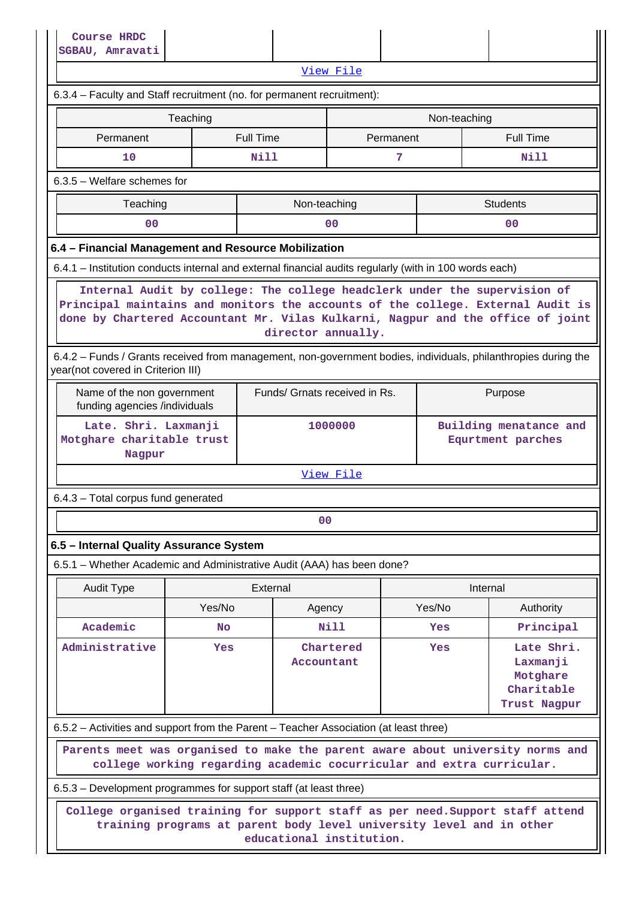| Course HRDC SGBAU, Amravati | | | | |
|---|---|---|---|---|

View File

6.3.4 – Faculty and Staff recruitment (no. for permanent recruitment):

| Teaching | | Non-teaching | |
|---|---|---|---|
| Permanent | Full Time | Permanent | Full Time |
| 10 | Nill | 7 | Nill |

6.3.5 – Welfare schemes for

| Teaching | Non-teaching | Students |
|---|---|---|
| 00 | 00 | 00 |

**6.4 – Financial Management and Resource Mobilization**

6.4.1 – Institution conducts internal and external financial audits regularly (with in 100 words each)

Internal Audit by college: The college headclerk under the supervision of Principal maintains and monitors the accounts of the college. External Audit is done by Chartered Accountant Mr. Vilas Kulkarni, Nagpur and the office of joint director annually.

6.4.2 – Funds / Grants received from management, non-government bodies, individuals, philanthropies during the year(not covered in Criterion III)

| Name of the non government funding agencies /individuals | Funds/ Grnats received in Rs. | Purpose |
|---|---|---|
| Late. Shri. Laxmanji Motghare charitable trust Nagpur | 1000000 | Building menatance and Equrtment parches |

View File

6.4.3 – Total corpus fund generated

00

**6.5 – Internal Quality Assurance System**

6.5.1 – Whether Academic and Administrative Audit (AAA) has been done?

| Audit Type | External | | Internal | |
|---|---|---|---|---|
| | Yes/No | Agency | Yes/No | Authority |
| Academic | No | Nill | Yes | Principal |
| Administrative | Yes | Chartered Accountant | Yes | Late Shri. Laxmanji Motghare Charitable Trust Nagpur |

6.5.2 – Activities and support from the Parent – Teacher Association (at least three)

Parents meet was organised to make the parent aware about university norms and college working regarding academic cocurricular and extra curricular.

6.5.3 – Development programmes for support staff (at least three)

College organised training for support staff as per need.Support staff attend training programs at parent body level university level and in other educational institution.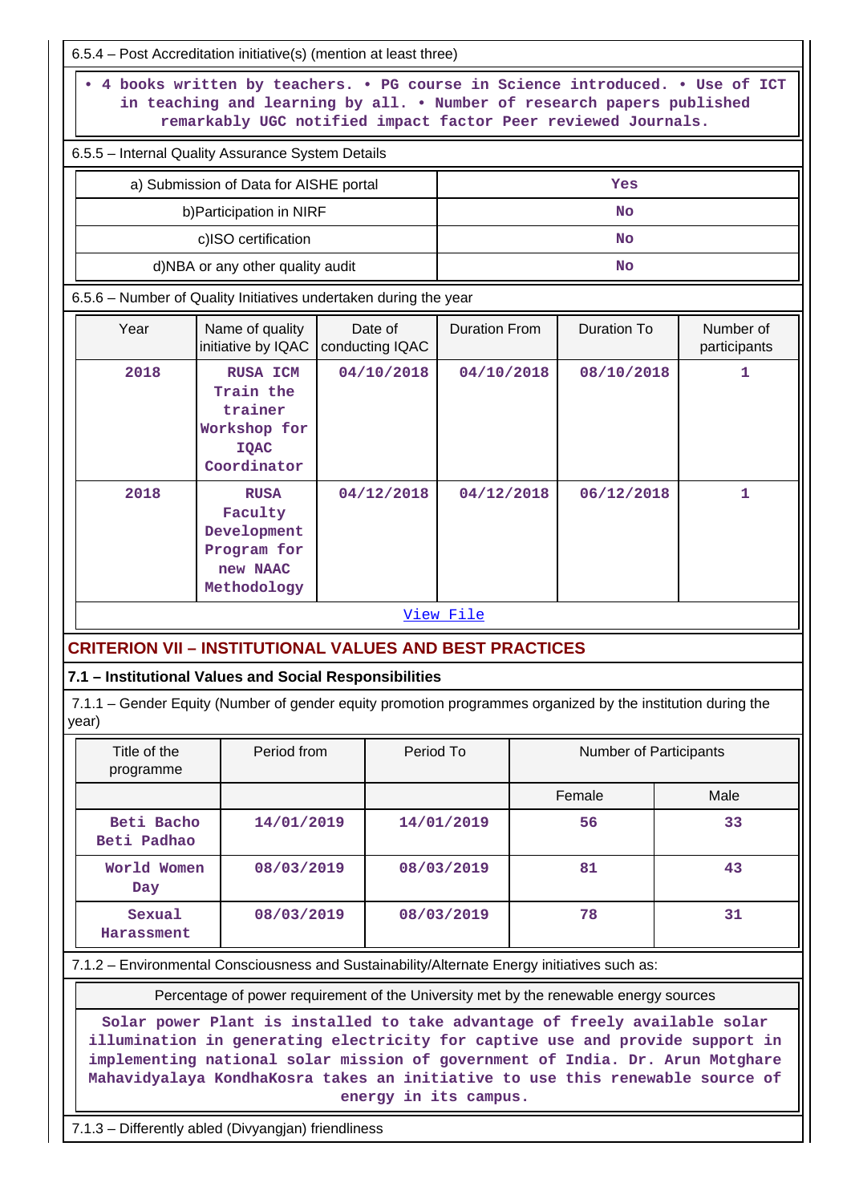6.5.4 – Post Accreditation initiative(s) (mention at least three)

• 4 books written by teachers. • PG course in Science introduced. • Use of ICT in teaching and learning by all. • Number of research papers published remarkably UGC notified impact factor Peer reviewed Journals.

6.5.5 – Internal Quality Assurance System Details

| | |
|---|---|
| a) Submission of Data for AISHE portal | Yes |
| b)Participation in NIRF | No |
| c)ISO certification | No |
| d)NBA or any other quality audit | No |

6.5.6 – Number of Quality Initiatives undertaken during the year

| Year | Name of quality initiative by IQAC | Date of conducting IQAC | Duration From | Duration To | Number of participants |
|---|---|---|---|---|---|
| 2018 | RUSA ICM Train the trainer Workshop for IQAC Coordinator | 04/10/2018 | 04/10/2018 | 08/10/2018 | 1 |
| 2018 | RUSA Faculty Development Program for new NAAC Methodology | 04/12/2018 | 04/12/2018 | 06/12/2018 | 1 |

View File

## CRITERION VII – INSTITUTIONAL VALUES AND BEST PRACTICES

### 7.1 – Institutional Values and Social Responsibilities

7.1.1 – Gender Equity (Number of gender equity promotion programmes organized by the institution during the year)

| Title of the programme | Period from | Period To | Number of Participants | |
|---|---|---|---|---|
| | | | Female | Male |
| Beti Bacho Beti Padhao | 14/01/2019 | 14/01/2019 | 56 | 33 |
| World Women Day | 08/03/2019 | 08/03/2019 | 81 | 43 |
| Sexual Harassment | 08/03/2019 | 08/03/2019 | 78 | 31 |

7.1.2 – Environmental Consciousness and Sustainability/Alternate Energy initiatives such as:

Percentage of power requirement of the University met by the renewable energy sources

Solar power Plant is installed to take advantage of freely available solar illumination in generating electricity for captive use and provide support in implementing national solar mission of government of India. Dr. Arun Motghare Mahavidyalaya KondhaKosra takes an initiative to use this renewable source of energy in its campus.

7.1.3 – Differently abled (Divyangjan) friendliness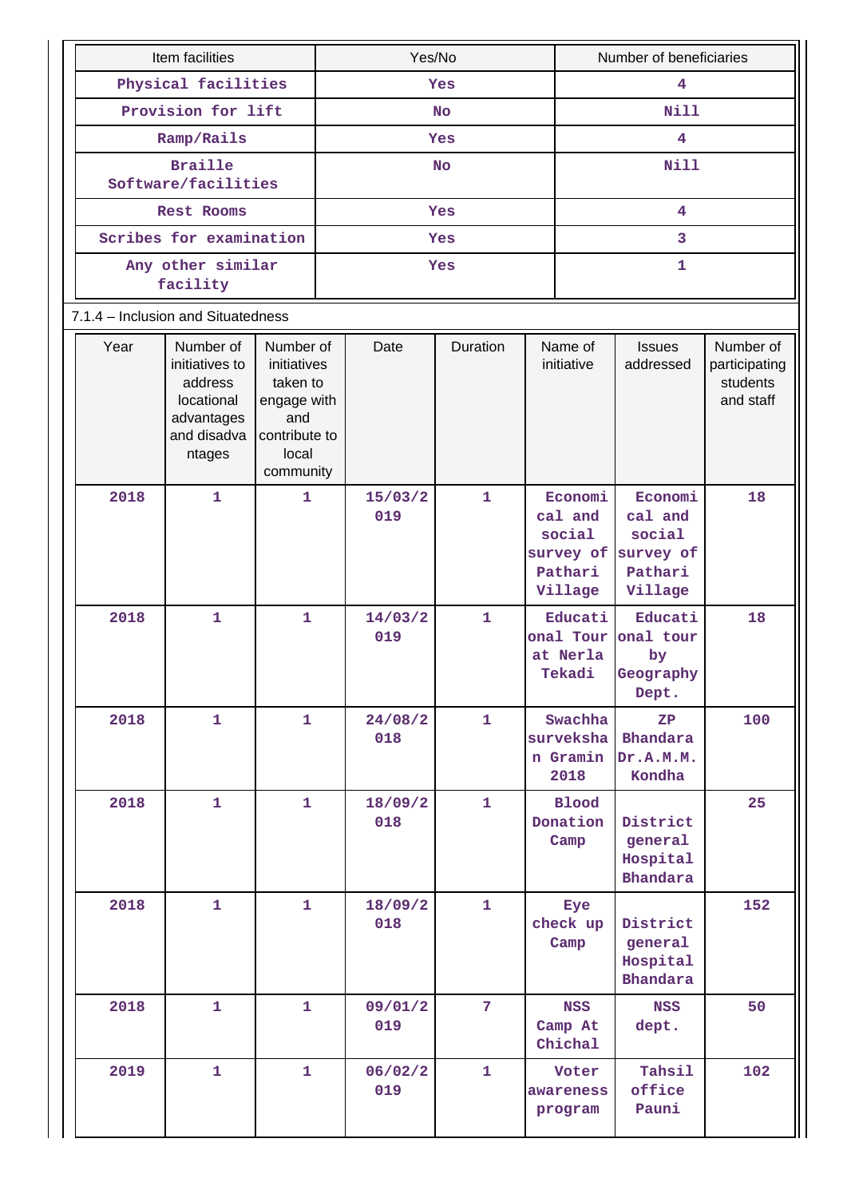| Item facilities | Yes/No | Number of beneficiaries |
|---|---|---|
| Physical facilities | Yes | 4 |
| Provision for lift | No | Nill |
| Ramp/Rails | Yes | 4 |
| Braille Software/facilities | No | Nill |
| Rest Rooms | Yes | 4 |
| Scribes for examination | Yes | 3 |
| Any other similar facility | Yes | 1 |

7.1.4 – Inclusion and Situatedness

| Year | Number of initiatives to address locational advantages and disadvantages | Number of initiatives taken to engage with and contribute to local community | Date | Duration | Name of initiative | Issues addressed | Number of participating students and staff |
|---|---|---|---|---|---|---|---|
| 2018 | 1 | 1 | 15/03/2019 | 1 | Economical and social survey of Pathari Village | Economical and social survey of Pathari Village | 18 |
| 2018 | 1 | 1 | 14/03/2019 | 1 | Educational Tour at Nerla Tekadi | Educational tour by Geography Dept. | 18 |
| 2018 | 1 | 1 | 24/08/2018 | 1 | Swachha survekshan Gramin 2018 | ZP Bhandara Dr.A.M.M. Kondha | 100 |
| 2018 | 1 | 1 | 18/09/2018 | 1 | Blood Donation Camp | District general Hospital Bhandara | 25 |
| 2018 | 1 | 1 | 18/09/2018 | 1 | Eye check up Camp | District general Hospital Bhandara | 152 |
| 2018 | 1 | 1 | 09/01/2019 | 7 | NSS Camp At Chichal | NSS dept. | 50 |
| 2019 | 1 | 1 | 06/02/2019 | 1 | Voter awareness program | Tahsil office Pauni | 102 |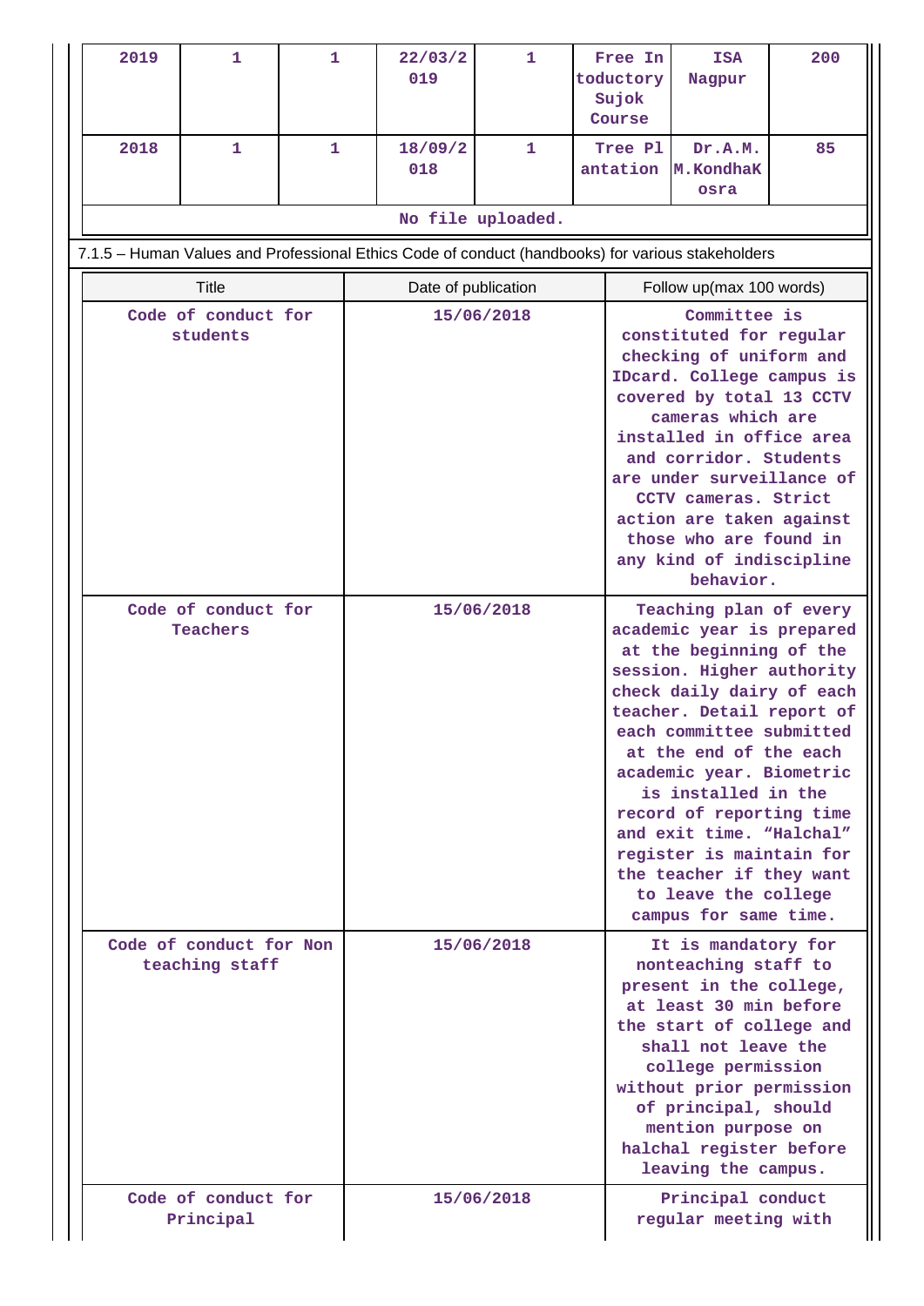| 2019 | 1 | 1 | 22/03/2019 | 1 | Free Introductory Sujok Course | ISA Nagpur | 200 |
|---|---|---|---|---|---|---|---|
| 2018 | 1 | 1 | 18/09/2018 | 1 | Tree Plantation | Dr.A.M.M.KondhaKosra | 85 |

No file uploaded.

7.1.5 – Human Values and Professional Ethics Code of conduct (handbooks) for various stakeholders

| Title | Date of publication | Follow up(max 100 words) |
|---|---|---|
| Code of conduct for students | 15/06/2018 | Committee is constituted for regular checking of uniform and IDcard. College campus is covered by total 13 CCTV cameras which are installed in office area and corridor. Students are under surveillance of CCTV cameras. Strict action are taken against those who are found in any kind of indiscipline behavior. |
| Code of conduct for Teachers | 15/06/2018 | Teaching plan of every academic year is prepared at the beginning of the session. Higher authority check daily dairy of each teacher. Detail report of each committee submitted at the end of the each academic year. Biometric is installed in the record of reporting time and exit time. "Halchal" register is maintain for the teacher if they want to leave the college campus for same time. |
| Code of conduct for Non teaching staff | 15/06/2018 | It is mandatory for nonteaching staff to present in the college, at least 30 min before the start of college and shall not leave the college permission without prior permission of principal, should mention purpose on halchal register before leaving the campus. |
| Code of conduct for Principal | 15/06/2018 | Principal conduct regular meeting with |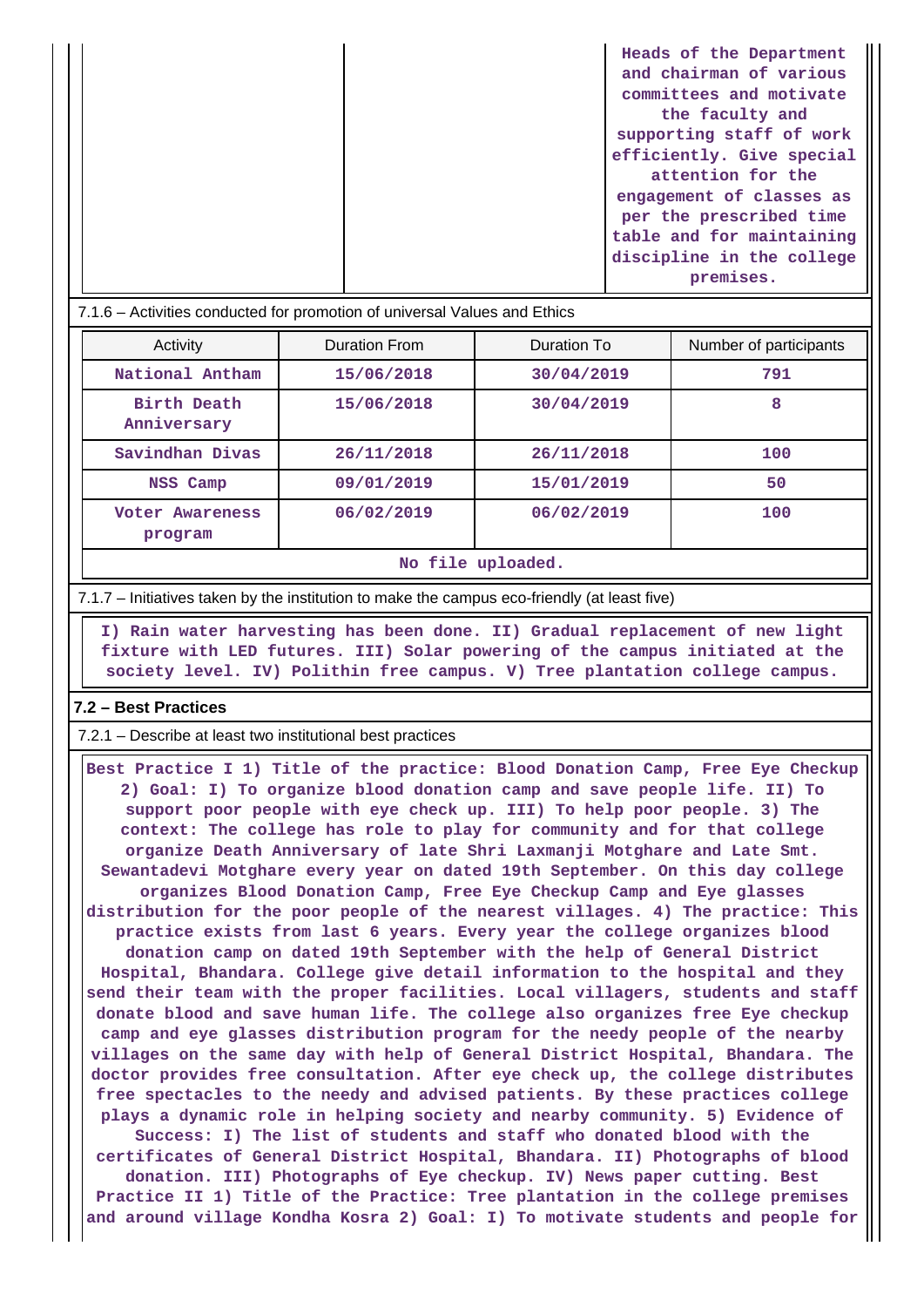| | | Heads of the Department and chairman of various committees and motivate the faculty and supporting staff of work efficiently. Give special attention for the engagement of classes as per the prescribed time table and for maintaining discipline in the college premises. |
|---|---|---|

7.1.6 – Activities conducted for promotion of universal Values and Ethics

| Activity | Duration From | Duration To | Number of participants |
|---|---|---|---|
| National Antham | 15/06/2018 | 30/04/2019 | 791 |
| Birth Death Anniversary | 15/06/2018 | 30/04/2019 | 8 |
| Savindhan Divas | 26/11/2018 | 26/11/2018 | 100 |
| NSS Camp | 09/01/2019 | 15/01/2019 | 50 |
| Voter Awareness program | 06/02/2019 | 06/02/2019 | 100 |

No file uploaded.

7.1.7 – Initiatives taken by the institution to make the campus eco-friendly (at least five)

I) Rain water harvesting has been done. II) Gradual replacement of new light fixture with LED futures. III) Solar powering of the campus initiated at the society level. IV) Polithin free campus. V) Tree plantation college campus.

**7.2 – Best Practices**

7.2.1 – Describe at least two institutional best practices

Best Practice I 1) Title of the practice: Blood Donation Camp, Free Eye Checkup 2) Goal: I) To organize blood donation camp and save people life. II) To support poor people with eye check up. III) To help poor people. 3) The context: The college has role to play for community and for that college organize Death Anniversary of late Shri Laxmanji Motghare and Late Smt. Sewantadevi Motghare every year on dated 19th September. On this day college organizes Blood Donation Camp, Free Eye Checkup Camp and Eye glasses distribution for the poor people of the nearest villages. 4) The practice: This practice exists from last 6 years. Every year the college organizes blood donation camp on dated 19th September with the help of General District Hospital, Bhandara. College give detail information to the hospital and they send their team with the proper facilities. Local villagers, students and staff donate blood and save human life. The college also organizes free Eye checkup camp and eye glasses distribution program for the needy people of the nearby villages on the same day with help of General District Hospital, Bhandara. The doctor provides free consultation. After eye check up, the college distributes free spectacles to the needy and advised patients. By these practices college plays a dynamic role in helping society and nearby community. 5) Evidence of Success: I) The list of students and staff who donated blood with the certificates of General District Hospital, Bhandara. II) Photographs of blood donation. III) Photographs of Eye checkup. IV) News paper cutting. Best Practice II 1) Title of the Practice: Tree plantation in the college premises and around village Kondha Kosra 2) Goal: I) To motivate students and people for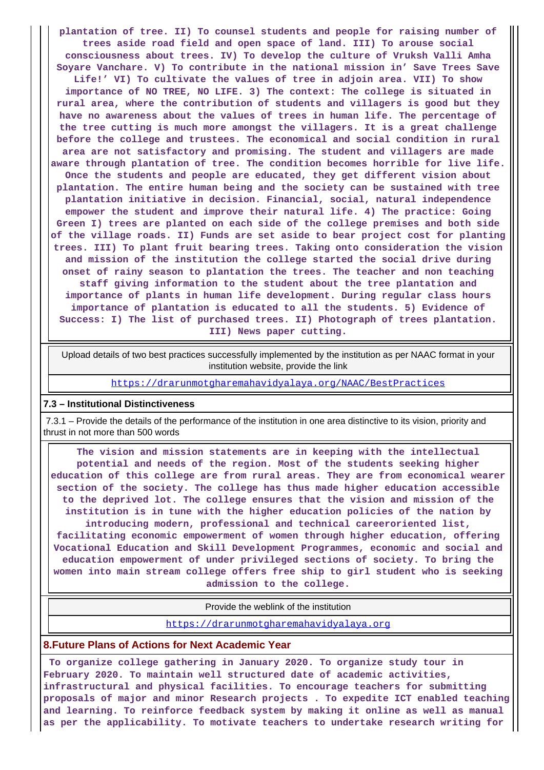plantation of tree. II) To counsel students and people for raising number of trees aside road field and open space of land. III) To arouse social consciousness about trees. IV) To develop the culture of Vruksh Valli Amha Soyare Vanchare. V) To contribute in the national mission in' Save Trees Save Life!' VI) To cultivate the values of tree in adjoin area. VII) To show importance of NO TREE, NO LIFE. 3) The context: The college is situated in rural area, where the contribution of students and villagers is good but they have no awareness about the values of trees in human life. The percentage of the tree cutting is much more amongst the villagers. It is a great challenge before the college and trustees. The economical and social condition in rural area are not satisfactory and promising. The student and villagers are made aware through plantation of tree. The condition becomes horrible for live life. Once the students and people are educated, they get different vision about plantation. The entire human being and the society can be sustained with tree plantation initiative in decision. Financial, social, natural independence empower the student and improve their natural life. 4) The practice: Going Green I) trees are planted on each side of the college premises and both side of the village roads. II) Funds are set aside to bear project cost for planting trees. III) To plant fruit bearing trees. Taking onto consideration the vision and mission of the institution the college started the social drive during onset of rainy season to plantation the trees. The teacher and non teaching staff giving information to the student about the tree plantation and importance of plants in human life development. During regular class hours importance of plantation is educated to all the students. 5) Evidence of Success: I) The list of purchased trees. II) Photograph of trees plantation. III) News paper cutting.

| Upload details of two best practices successfully implemented by the institution as per NAAC format in your institution website, provide the link |
|---|
| https://drarunmotgharemahavidyalaya.org/NAAC/BestPractices |

**7.3 – Institutional Distinctiveness**

7.3.1 – Provide the details of the performance of the institution in one area distinctive to its vision, priority and thrust in not more than 500 words

The vision and mission statements are in keeping with the intellectual potential and needs of the region. Most of the students seeking higher education of this college are from rural areas. They are from economical wearer section of the society. The college has thus made higher education accessible to the deprived lot. The college ensures that the vision and mission of the institution is in tune with the higher education policies of the nation by introducing modern, professional and technical careeroriented list, facilitating economic empowerment of women through higher education, offering Vocational Education and Skill Development Programmes, economic and social and education empowerment of under privileged sections of society. To bring the women into main stream college offers free ship to girl student who is seeking admission to the college.

| Provide the weblink of the institution |
|---|
| https://drarunmotgharemahavidyalaya.org |

## 8.Future Plans of Actions for Next Academic Year

To organize college gathering in January 2020. To organize study tour in February 2020. To maintain well structured date of academic activities, infrastructural and physical facilities. To encourage teachers for submitting proposals of major and minor Research projects . To expedite ICT enabled teaching and learning. To reinforce feedback system by making it online as well as manual as per the applicability. To motivate teachers to undertake research writing for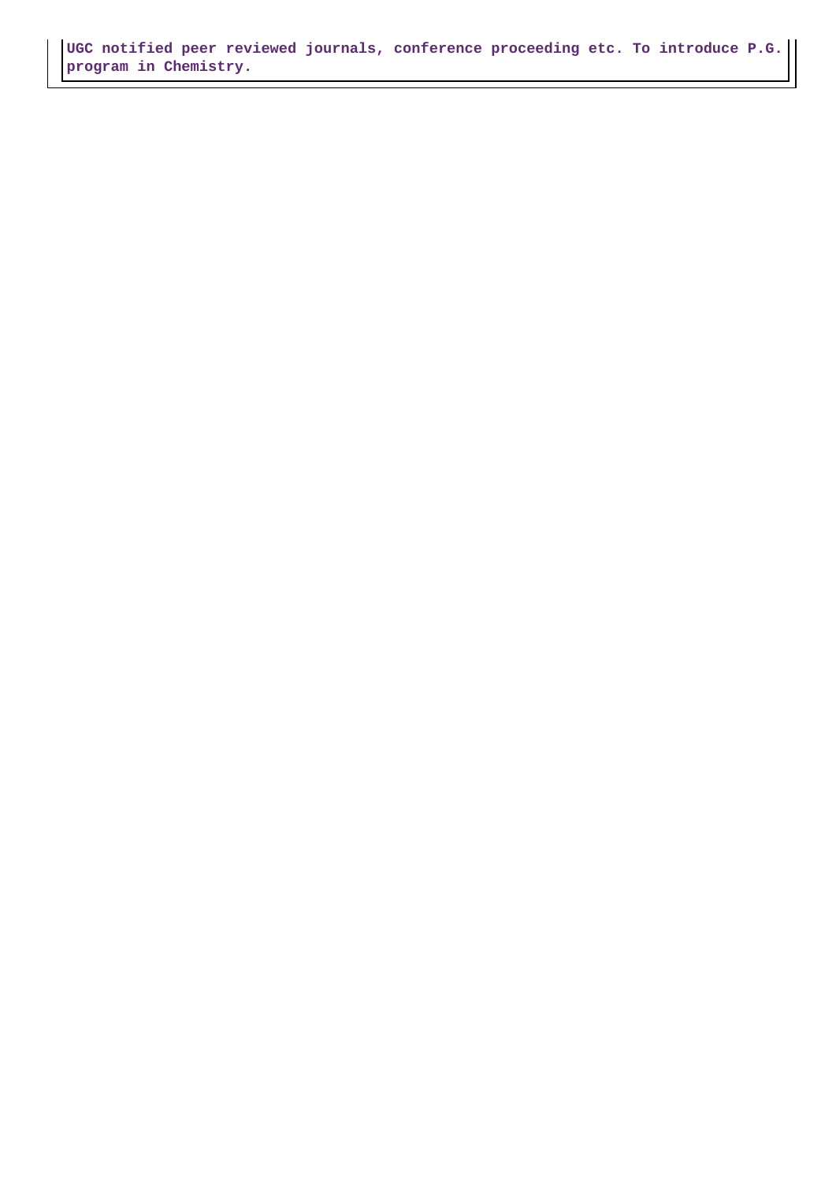**UGC notified peer reviewed journals, conference proceeding etc. To introduce P.G. program in Chemistry.**